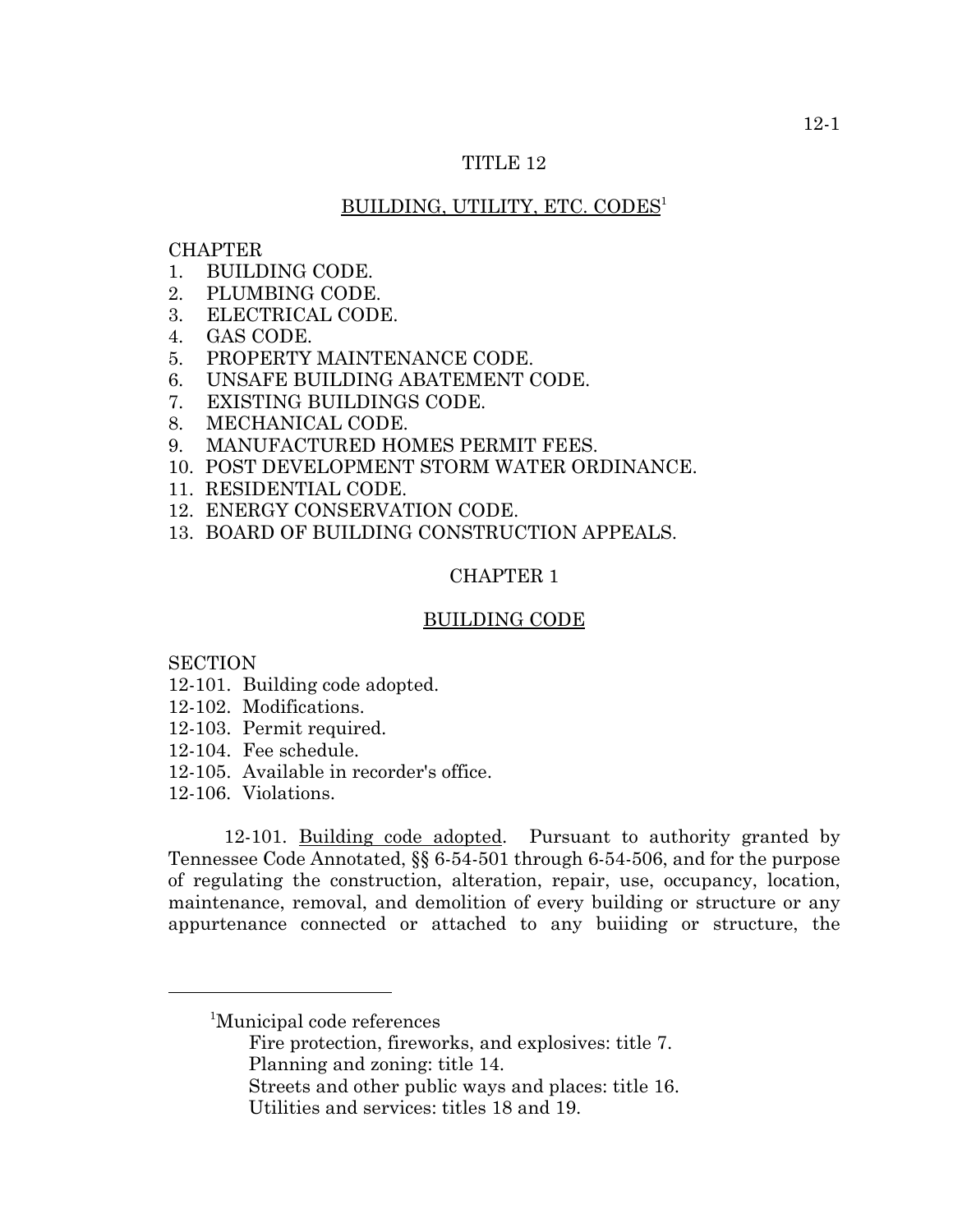# TITLE 12

## BUILDING, UTILITY, ETC. CODES[1]

CHAPTER
1. BUILDING CODE.
2. PLUMBING CODE.
3. ELECTRICAL CODE.
4. GAS CODE.
5. PROPERTY MAINTENANCE CODE.
6. UNSAFE BUILDING ABATEMENT CODE.
7. EXISTING BUILDINGS CODE.
8. MECHANICAL CODE.
9. MANUFACTURED HOMES PERMIT FEES.
10. POST DEVELOPMENT STORM WATER ORDINANCE.
11. RESIDENTIAL CODE.
12. ENERGY CONSERVATION CODE.
13. BOARD OF BUILDING CONSTRUCTION APPEALS.

## CHAPTER 1

## BUILDING CODE

SECTION
12-101. Building code adopted.
12-102. Modifications.
12-103. Permit required.
12-104. Fee schedule.
12-105. Available in recorder's office.
12-106. Violations.

12-101. Building code adopted. Pursuant to authority granted by Tennessee Code Annotated, §§ 6-54-501 through 6-54-506, and for the purpose of regulating the construction, alteration, repair, use, occupancy, location, maintenance, removal, and demolition of every building or structure or any appurtenance connected or attached to any buiiding or structure, the

---

[1]Municipal code references
Fire protection, fireworks, and explosives: title 7.
Planning and zoning: title 14.
Streets and other public ways and places: title 16.
Utilities and services: titles 18 and 19.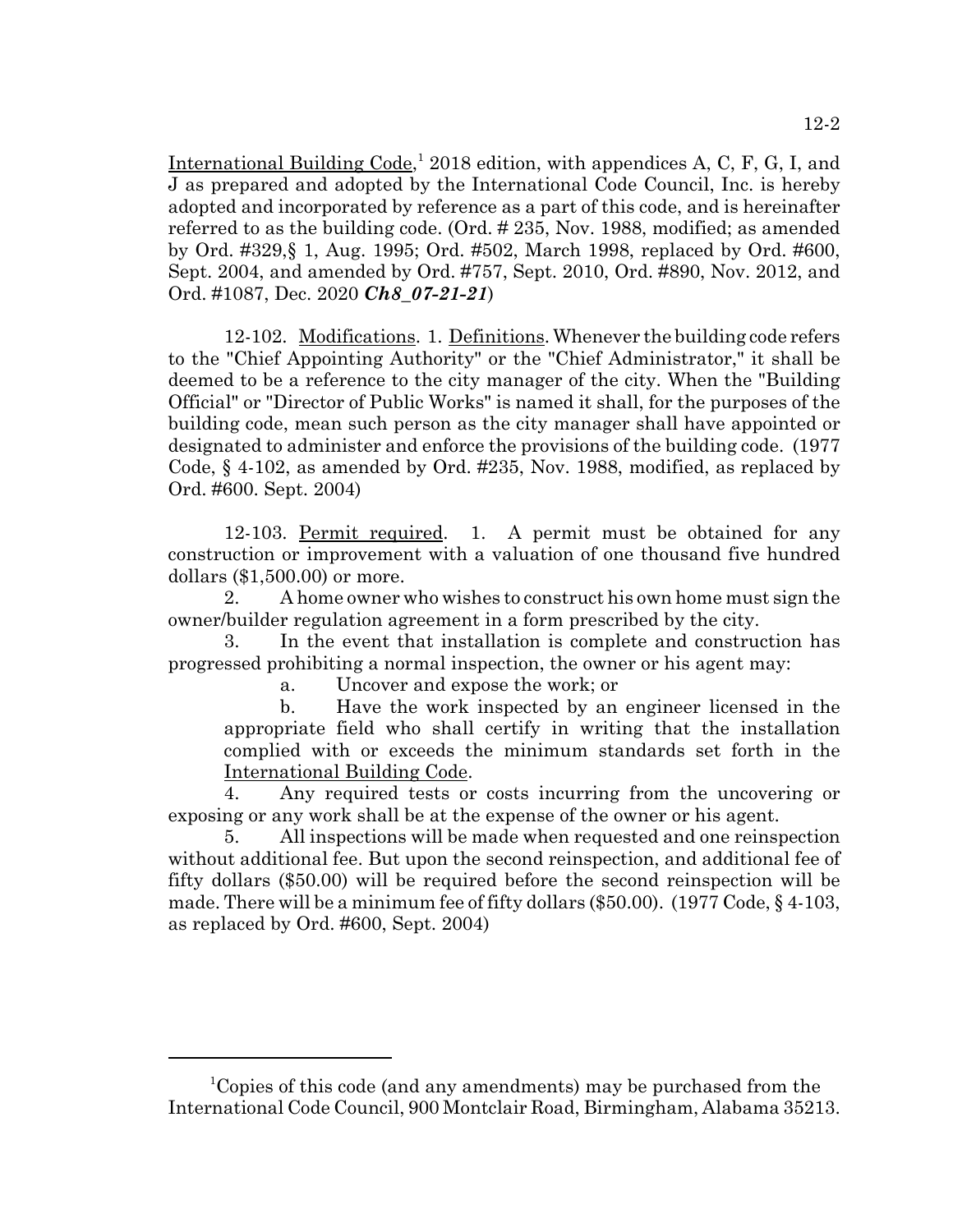International Building Code,[1] 2018 edition, with appendices A, C, F, G, I, and J as prepared and adopted by the International Code Council, Inc. is hereby adopted and incorporated by reference as a part of this code, and is hereinafter referred to as the building code. (Ord. # 235, Nov. 1988, modified; as amended by Ord. #329,§ 1, Aug. 1995; Ord. #502, March 1998, replaced by Ord. #600, Sept. 2004, and amended by Ord. #757, Sept. 2010, Ord. #890, Nov. 2012, and Ord. #1087, Dec. 2020 ***Ch8_07-21-21***)

12-102. Modifications. 1. Definitions. Whenever the building code refers to the "Chief Appointing Authority" or the "Chief Administrator," it shall be deemed to be a reference to the city manager of the city. When the "Building Official" or "Director of Public Works" is named it shall, for the purposes of the building code, mean such person as the city manager shall have appointed or designated to administer and enforce the provisions of the building code. (1977 Code, § 4-102, as amended by Ord. #235, Nov. 1988, modified, as replaced by Ord. #600. Sept. 2004)

12-103. Permit required. 1. A permit must be obtained for any construction or improvement with a valuation of one thousand five hundred dollars ($1,500.00) or more.

2. A home owner who wishes to construct his own home must sign the owner/builder regulation agreement in a form prescribed by the city.

3. In the event that installation is complete and construction has progressed prohibiting a normal inspection, the owner or his agent may:

   a. Uncover and expose the work; or

   b. Have the work inspected by an engineer licensed in the appropriate field who shall certify in writing that the installation complied with or exceeds the minimum standards set forth in the International Building Code.

4. Any required tests or costs incurring from the uncovering or exposing or any work shall be at the expense of the owner or his agent.

5. All inspections will be made when requested and one reinspection without additional fee. But upon the second reinspection, and additional fee of fifty dollars ($50.00) will be required before the second reinspection will be made. There will be a minimum fee of fifty dollars ($50.00). (1977 Code, § 4-103, as replaced by Ord. #600, Sept. 2004)

[1]Copies of this code (and any amendments) may be purchased from the International Code Council, 900 Montclair Road, Birmingham, Alabama 35213.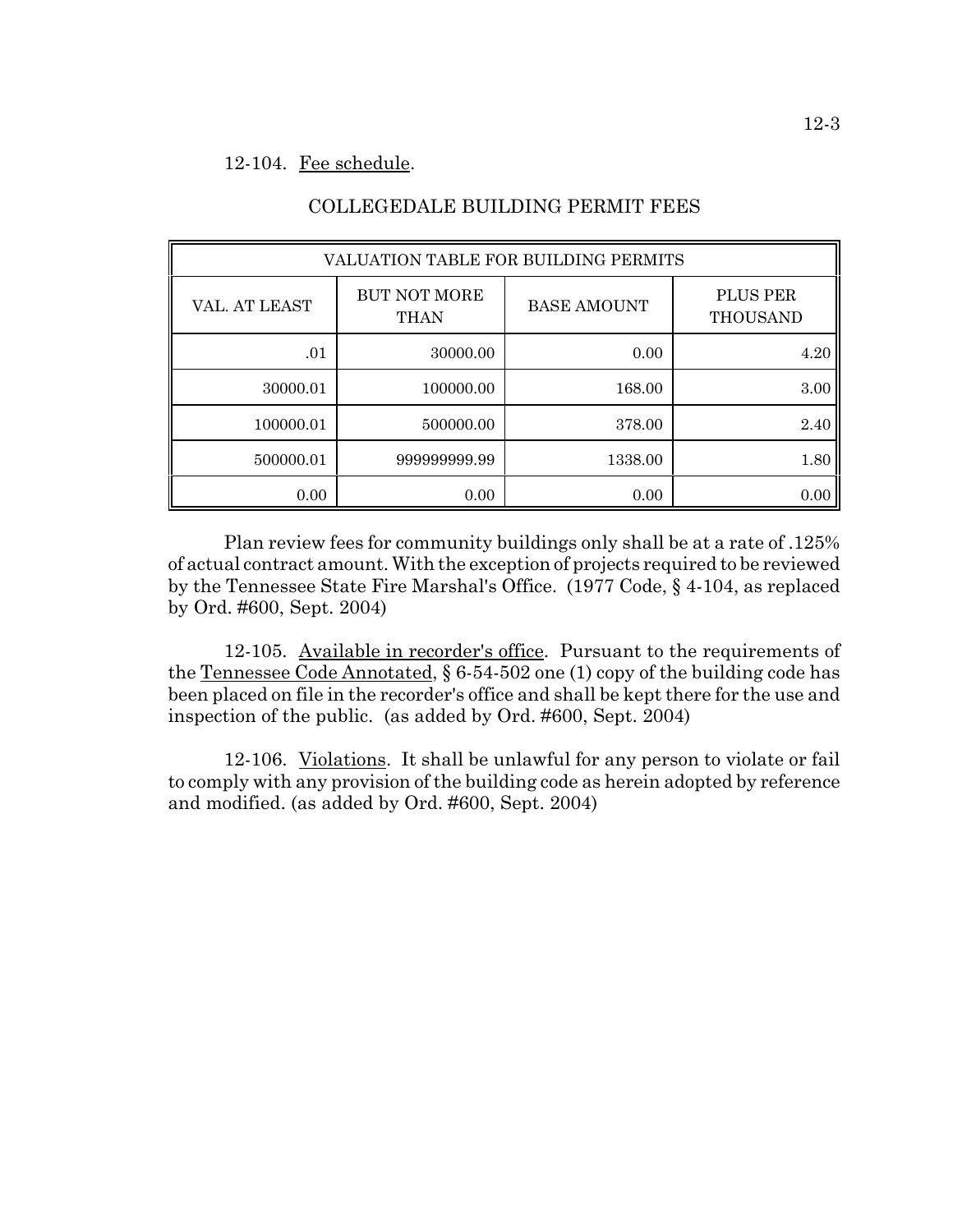12-104. Fee schedule.

COLLEGEDALE BUILDING PERMIT FEES

| VALUATION TABLE FOR BUILDING PERMITS | | | |
|---|---|---|---|
| VAL. AT LEAST | BUT NOT MORE THAN | BASE AMOUNT | PLUS PER THOUSAND |
| .01 | 30000.00 | 0.00 | 4.20 |
| 30000.01 | 100000.00 | 168.00 | 3.00 |
| 100000.01 | 500000.00 | 378.00 | 2.40 |
| 500000.01 | 999999999.99 | 1338.00 | 1.80 |
| 0.00 | 0.00 | 0.00 | 0.00 |

Plan review fees for community buildings only shall be at a rate of .125% of actual contract amount. With the exception of projects required to be reviewed by the Tennessee State Fire Marshal's Office. (1977 Code, § 4-104, as replaced by Ord. #600, Sept. 2004)

12-105. Available in recorder's office. Pursuant to the requirements of the Tennessee Code Annotated, § 6-54-502 one (1) copy of the building code has been placed on file in the recorder's office and shall be kept there for the use and inspection of the public. (as added by Ord. #600, Sept. 2004)

12-106. Violations. It shall be unlawful for any person to violate or fail to comply with any provision of the building code as herein adopted by reference and modified. (as added by Ord. #600, Sept. 2004)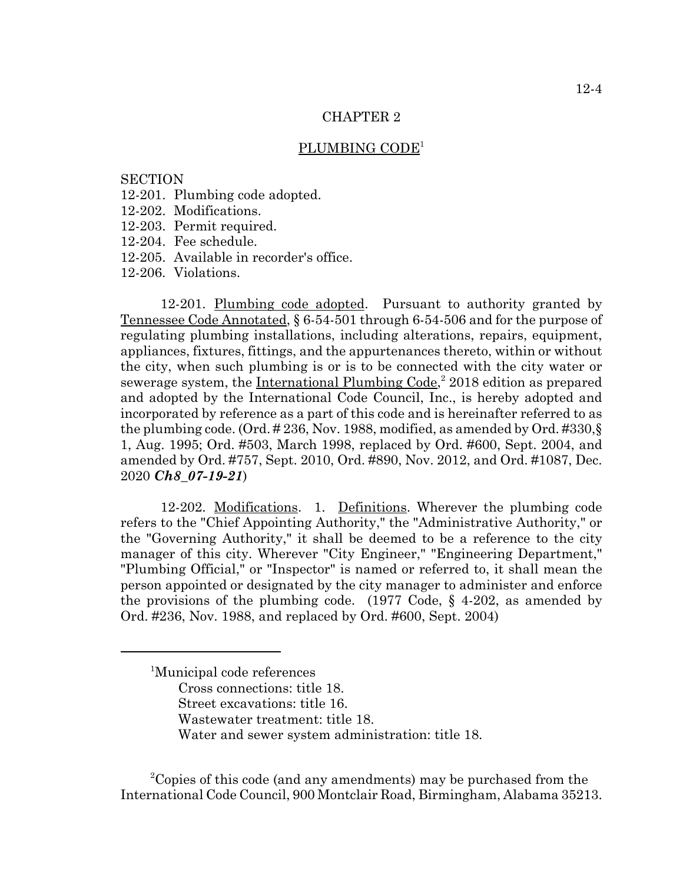# CHAPTER 2

## PLUMBING CODE[1]

SECTION
12-201. Plumbing code adopted.
12-202. Modifications.
12-203. Permit required.
12-204. Fee schedule.
12-205. Available in recorder's office.
12-206. Violations.

12-201. Plumbing code adopted. Pursuant to authority granted by Tennessee Code Annotated, § 6-54-501 through 6-54-506 and for the purpose of regulating plumbing installations, including alterations, repairs, equipment, appliances, fixtures, fittings, and the appurtenances thereto, within or without the city, when such plumbing is or is to be connected with the city water or sewerage system, the International Plumbing Code,[2] 2018 edition as prepared and adopted by the International Code Council, Inc., is hereby adopted and incorporated by reference as a part of this code and is hereinafter referred to as the plumbing code. (Ord. # 236, Nov. 1988, modified, as amended by Ord. #330,§ 1, Aug. 1995; Ord. #503, March 1998, replaced by Ord. #600, Sept. 2004, and amended by Ord. #757, Sept. 2010, Ord. #890, Nov. 2012, and Ord. #1087, Dec. 2020 ***Ch8_07-19-21***)

12-202. Modifications. 1. Definitions. Wherever the plumbing code refers to the "Chief Appointing Authority," the "Administrative Authority," or the "Governing Authority," it shall be deemed to be a reference to the city manager of this city. Wherever "City Engineer," "Engineering Department," "Plumbing Official," or "Inspector" is named or referred to, it shall mean the person appointed or designated by the city manager to administer and enforce the provisions of the plumbing code. (1977 Code, § 4-202, as amended by Ord. #236, Nov. 1988, and replaced by Ord. #600, Sept. 2004)

---

[1]Municipal code references
Cross connections: title 18.
Street excavations: title 16.
Wastewater treatment: title 18.
Water and sewer system administration: title 18.

[2]Copies of this code (and any amendments) may be purchased from the International Code Council, 900 Montclair Road, Birmingham, Alabama 35213.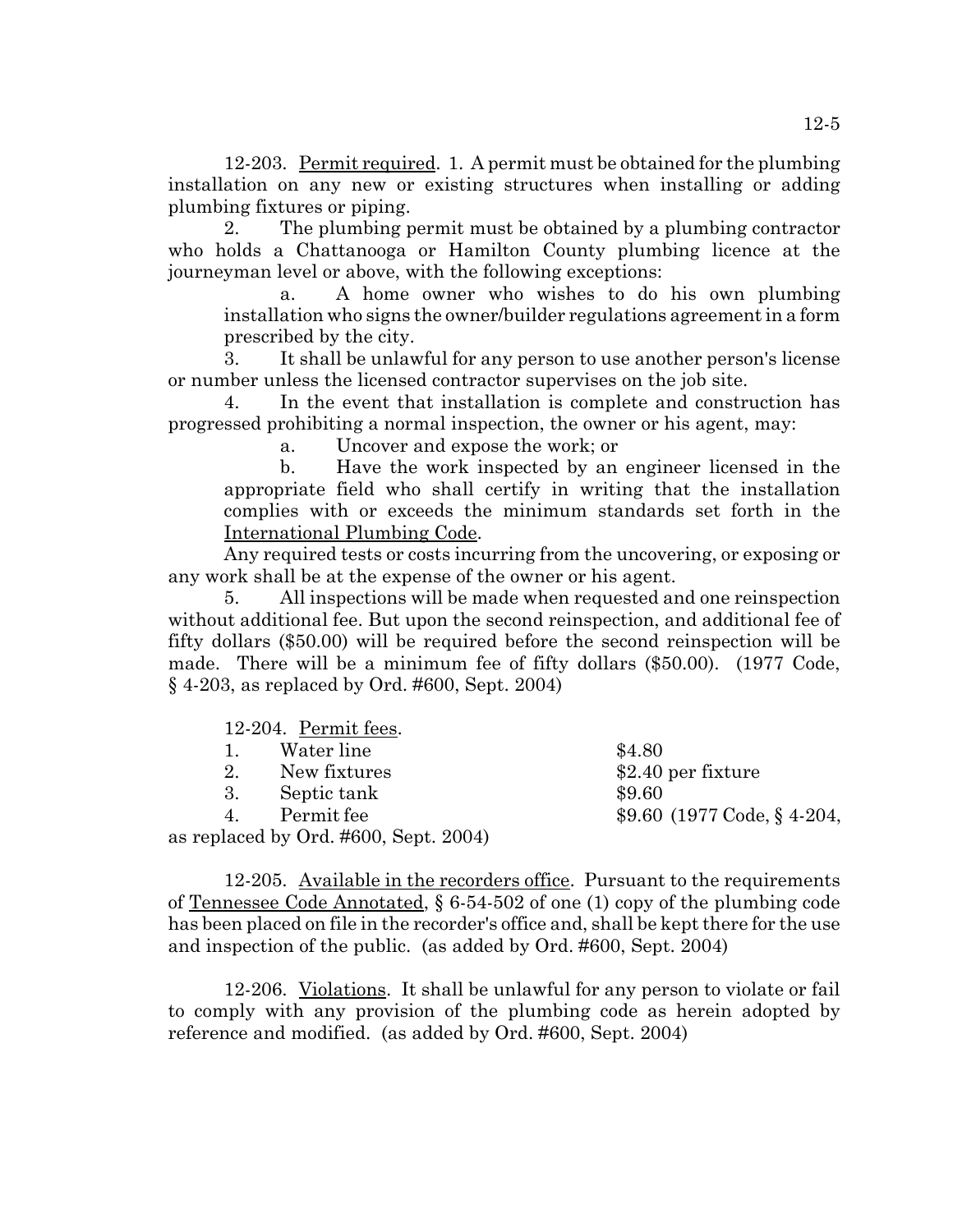12-203. Permit required. 1. A permit must be obtained for the plumbing installation on any new or existing structures when installing or adding plumbing fixtures or piping.

2. The plumbing permit must be obtained by a plumbing contractor who holds a Chattanooga or Hamilton County plumbing licence at the journeyman level or above, with the following exceptions:

a. A home owner who wishes to do his own plumbing installation who signs the owner/builder regulations agreement in a form prescribed by the city.

3. It shall be unlawful for any person to use another person's license or number unless the licensed contractor supervises on the job site.

4. In the event that installation is complete and construction has progressed prohibiting a normal inspection, the owner or his agent, may:

a. Uncover and expose the work; or

b. Have the work inspected by an engineer licensed in the appropriate field who shall certify in writing that the installation complies with or exceeds the minimum standards set forth in the International Plumbing Code.

Any required tests or costs incurring from the uncovering, or exposing or any work shall be at the expense of the owner or his agent.

5. All inspections will be made when requested and one reinspection without additional fee. But upon the second reinspection, and additional fee of fifty dollars ($50.00) will be required before the second reinspection will be made. There will be a minimum fee of fifty dollars ($50.00). (1977 Code, § 4-203, as replaced by Ord. #600, Sept. 2004)

12-204. Permit fees.

| | | |
|---|---|---|
| 1. | Water line | $4.80 |
| 2. | New fixtures | $2.40 per fixture |
| 3. | Septic tank | $9.60 |
| 4. | Permit fee | $9.60 (1977 Code, § 4-204, |

as replaced by Ord. #600, Sept. 2004)

12-205. Available in the recorders office. Pursuant to the requirements of Tennessee Code Annotated, § 6-54-502 of one (1) copy of the plumbing code has been placed on file in the recorder's office and, shall be kept there for the use and inspection of the public. (as added by Ord. #600, Sept. 2004)

12-206. Violations. It shall be unlawful for any person to violate or fail to comply with any provision of the plumbing code as herein adopted by reference and modified. (as added by Ord. #600, Sept. 2004)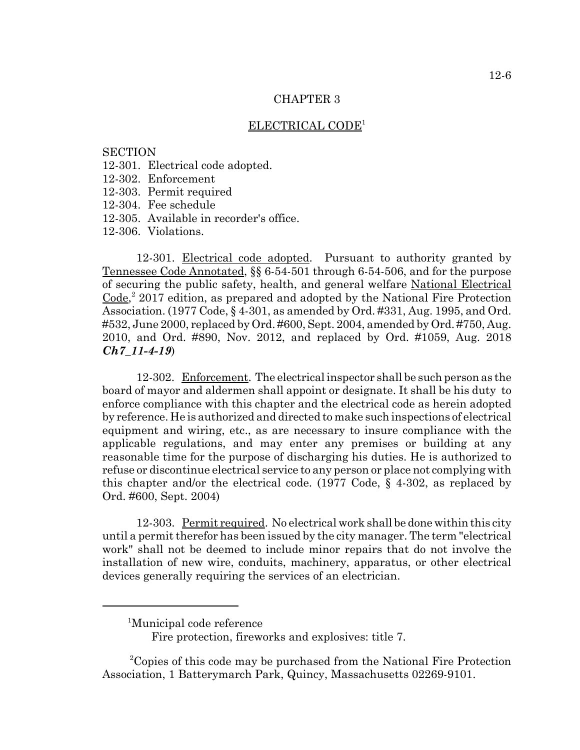# CHAPTER 3

## ELECTRICAL CODE[1]

SECTION
12-301. Electrical code adopted.
12-302. Enforcement
12-303. Permit required
12-304. Fee schedule
12-305. Available in recorder's office.
12-306. Violations.

12-301. Electrical code adopted. Pursuant to authority granted by Tennessee Code Annotated, §§ 6-54-501 through 6-54-506, and for the purpose of securing the public safety, health, and general welfare National Electrical Code,[2] 2017 edition, as prepared and adopted by the National Fire Protection Association. (1977 Code, § 4-301, as amended by Ord. #331, Aug. 1995, and Ord. #532, June 2000, replaced by Ord. #600, Sept. 2004, amended by Ord. #750, Aug. 2010, and Ord. #890, Nov. 2012, and replaced by Ord. #1059, Aug. 2018 ***Ch7_11-4-19***)

12-302. Enforcement. The electrical inspector shall be such person as the board of mayor and aldermen shall appoint or designate. It shall be his duty to enforce compliance with this chapter and the electrical code as herein adopted by reference. He is authorized and directed to make such inspections of electrical equipment and wiring, etc., as are necessary to insure compliance with the applicable regulations, and may enter any premises or building at any reasonable time for the purpose of discharging his duties. He is authorized to refuse or discontinue electrical service to any person or place not complying with this chapter and/or the electrical code. (1977 Code, § 4-302, as replaced by Ord. #600, Sept. 2004)

12-303. Permit required. No electrical work shall be done within this city until a permit therefor has been issued by the city manager. The term "electrical work" shall not be deemed to include minor repairs that do not involve the installation of new wire, conduits, machinery, apparatus, or other electrical devices generally requiring the services of an electrician.

---

[1]Municipal code reference
Fire protection, fireworks and explosives: title 7.

[2]Copies of this code may be purchased from the National Fire Protection Association, 1 Batterymarch Park, Quincy, Massachusetts 02269-9101.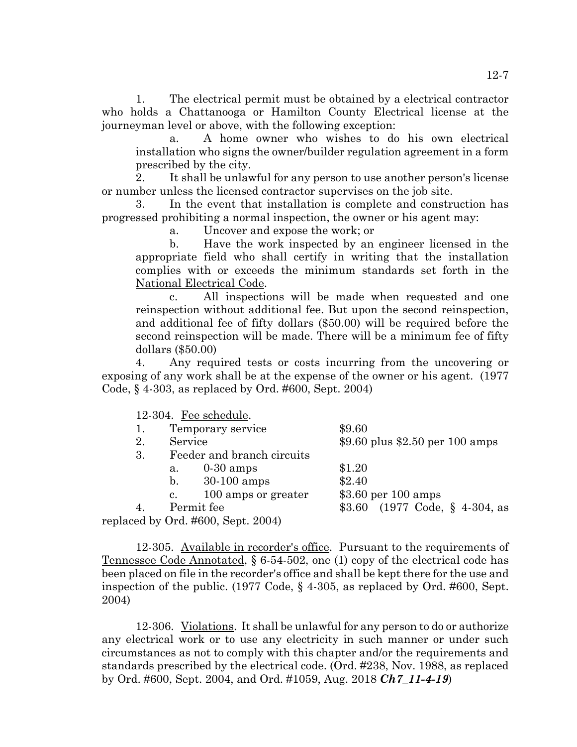1. The electrical permit must be obtained by a electrical contractor who holds a Chattanooga or Hamilton County Electrical license at the journeyman level or above, with the following exception:

   a. A home owner who wishes to do his own electrical installation who signs the owner/builder regulation agreement in a form prescribed by the city.

2. It shall be unlawful for any person to use another person's license or number unless the licensed contractor supervises on the job site.

3. In the event that installation is complete and construction has progressed prohibiting a normal inspection, the owner or his agent may:

   a. Uncover and expose the work; or

   b. Have the work inspected by an engineer licensed in the appropriate field who shall certify in writing that the installation complies with or exceeds the minimum standards set forth in the National Electrical Code.

   c. All inspections will be made when requested and one reinspection without additional fee. But upon the second reinspection, and additional fee of fifty dollars ($50.00) will be required before the second reinspection will be made. There will be a minimum fee of fifty dollars ($50.00)

4. Any required tests or costs incurring from the uncovering or exposing of any work shall be at the expense of the owner or his agent. (1977 Code, § 4-303, as replaced by Ord. #600, Sept. 2004)

12-304. Fee schedule.

| | | |
|---|---|---|
| 1. | Temporary service | $9.60 |
| 2. | Service | $9.60 plus $2.50 per 100 amps |
| 3. | Feeder and branch circuits | |
| | a. 0-30 amps | $1.20 |
| | b. 30-100 amps | $2.40 |
| | c. 100 amps or greater | $3.60 per 100 amps |
| 4. | Permit fee | $3.60 |

(1977 Code, § 4-304, as replaced by Ord. #600, Sept. 2004)

12-305. Available in recorder's office. Pursuant to the requirements of Tennessee Code Annotated, § 6-54-502, one (1) copy of the electrical code has been placed on file in the recorder's office and shall be kept there for the use and inspection of the public. (1977 Code, § 4-305, as replaced by Ord. #600, Sept. 2004)

12-306. Violations. It shall be unlawful for any person to do or authorize any electrical work or to use any electricity in such manner or under such circumstances as not to comply with this chapter and/or the requirements and standards prescribed by the electrical code. (Ord. #238, Nov. 1988, as replaced by Ord. #600, Sept. 2004, and Ord. #1059, Aug. 2018 ***Ch7_11-4-19***)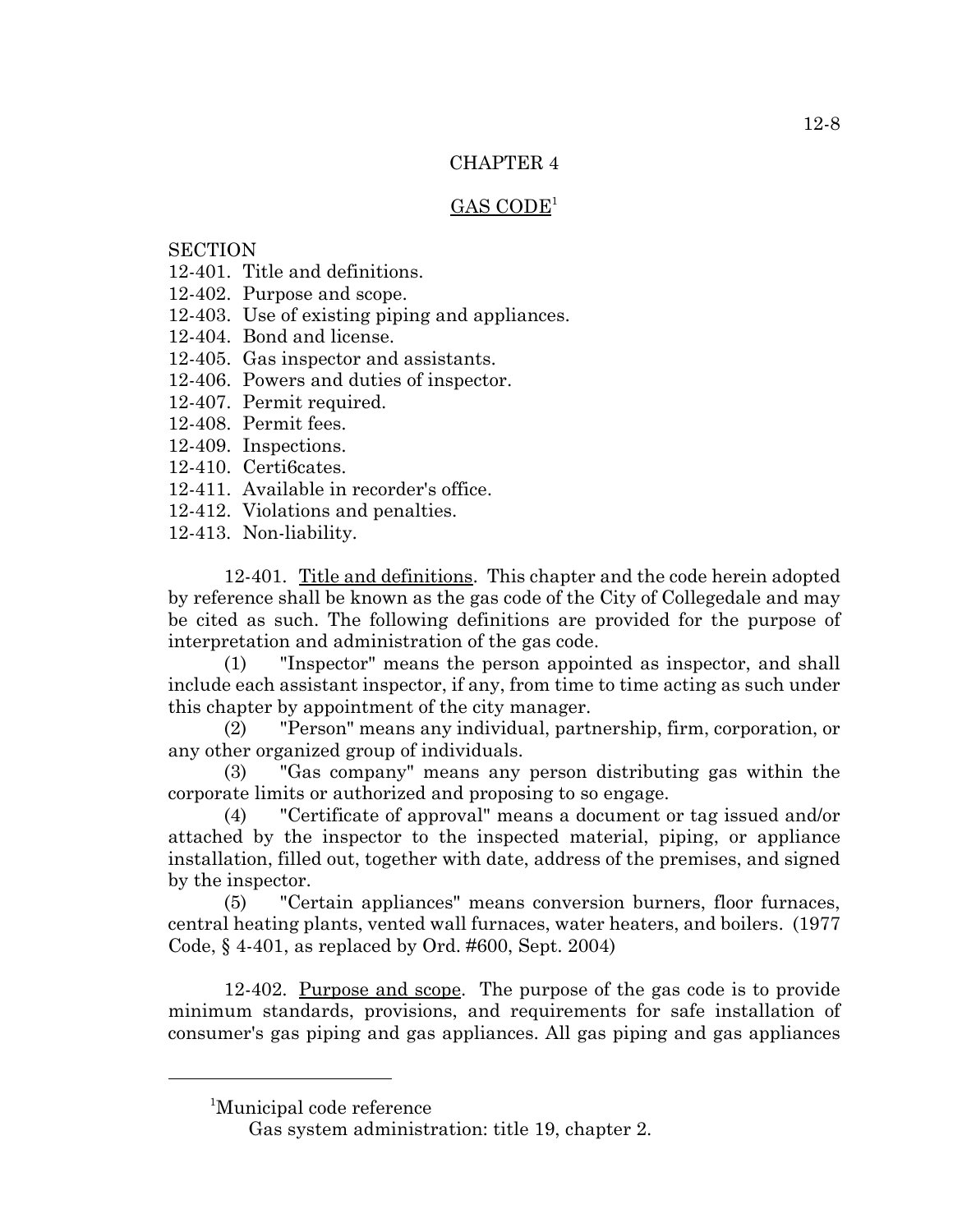# CHAPTER 4

## GAS CODE[1]

SECTION
12-401. Title and definitions.
12-402. Purpose and scope.
12-403. Use of existing piping and appliances.
12-404. Bond and license.
12-405. Gas inspector and assistants.
12-406. Powers and duties of inspector.
12-407. Permit required.
12-408. Permit fees.
12-409. Inspections.
12-410. Certi6cates.
12-411. Available in recorder's office.
12-412. Violations and penalties.
12-413. Non-liability.

12-401. Title and definitions. This chapter and the code herein adopted by reference shall be known as the gas code of the City of Collegedale and may be cited as such. The following definitions are provided for the purpose of interpretation and administration of the gas code.

(1) "Inspector" means the person appointed as inspector, and shall include each assistant inspector, if any, from time to time acting as such under this chapter by appointment of the city manager.

(2) "Person" means any individual, partnership, firm, corporation, or any other organized group of individuals.

(3) "Gas company" means any person distributing gas within the corporate limits or authorized and proposing to so engage.

(4) "Certificate of approval" means a document or tag issued and/or attached by the inspector to the inspected material, piping, or appliance installation, filled out, together with date, address of the premises, and signed by the inspector.

(5) "Certain appliances" means conversion burners, floor furnaces, central heating plants, vented wall furnaces, water heaters, and boilers. (1977 Code, § 4-401, as replaced by Ord. #600, Sept. 2004)

12-402. Purpose and scope. The purpose of the gas code is to provide minimum standards, provisions, and requirements for safe installation of consumer's gas piping and gas appliances. All gas piping and gas appliances

---

[1]Municipal code reference
Gas system administration: title 19, chapter 2.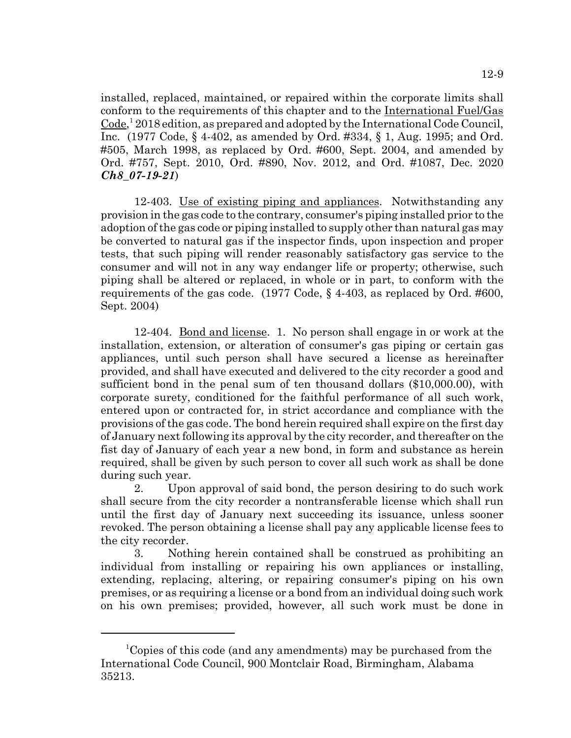installed, replaced, maintained, or repaired within the corporate limits shall conform to the requirements of this chapter and to the International Fuel/Gas Code,[1] 2018 edition, as prepared and adopted by the International Code Council, Inc. (1977 Code, § 4-402, as amended by Ord. #334, § 1, Aug. 1995; and Ord. #505, March 1998, as replaced by Ord. #600, Sept. 2004, and amended by Ord. #757, Sept. 2010, Ord. #890, Nov. 2012, and Ord. #1087, Dec. 2020 ***Ch8_07-19-21***)

12-403. Use of existing piping and appliances. Notwithstanding any provision in the gas code to the contrary, consumer's piping installed prior to the adoption of the gas code or piping installed to supply other than natural gas may be converted to natural gas if the inspector finds, upon inspection and proper tests, that such piping will render reasonably satisfactory gas service to the consumer and will not in any way endanger life or property; otherwise, such piping shall be altered or replaced, in whole or in part, to conform with the requirements of the gas code. (1977 Code, § 4-403, as replaced by Ord. #600, Sept. 2004)

12-404. Bond and license. 1. No person shall engage in or work at the installation, extension, or alteration of consumer's gas piping or certain gas appliances, until such person shall have secured a license as hereinafter provided, and shall have executed and delivered to the city recorder a good and sufficient bond in the penal sum of ten thousand dollars ($10,000.00), with corporate surety, conditioned for the faithful performance of all such work, entered upon or contracted for, in strict accordance and compliance with the provisions of the gas code. The bond herein required shall expire on the first day of January next following its approval by the city recorder, and thereafter on the fist day of January of each year a new bond, in form and substance as herein required, shall be given by such person to cover all such work as shall be done during such year.

2. Upon approval of said bond, the person desiring to do such work shall secure from the city recorder a nontransferable license which shall run until the first day of January next succeeding its issuance, unless sooner revoked. The person obtaining a license shall pay any applicable license fees to the city recorder.

3. Nothing herein contained shall be construed as prohibiting an individual from installing or repairing his own appliances or installing, extending, replacing, altering, or repairing consumer's piping on his own premises, or as requiring a license or a bond from an individual doing such work on his own premises; provided, however, all such work must be done in

---

[1] Copies of this code (and any amendments) may be purchased from the International Code Council, 900 Montclair Road, Birmingham, Alabama 35213.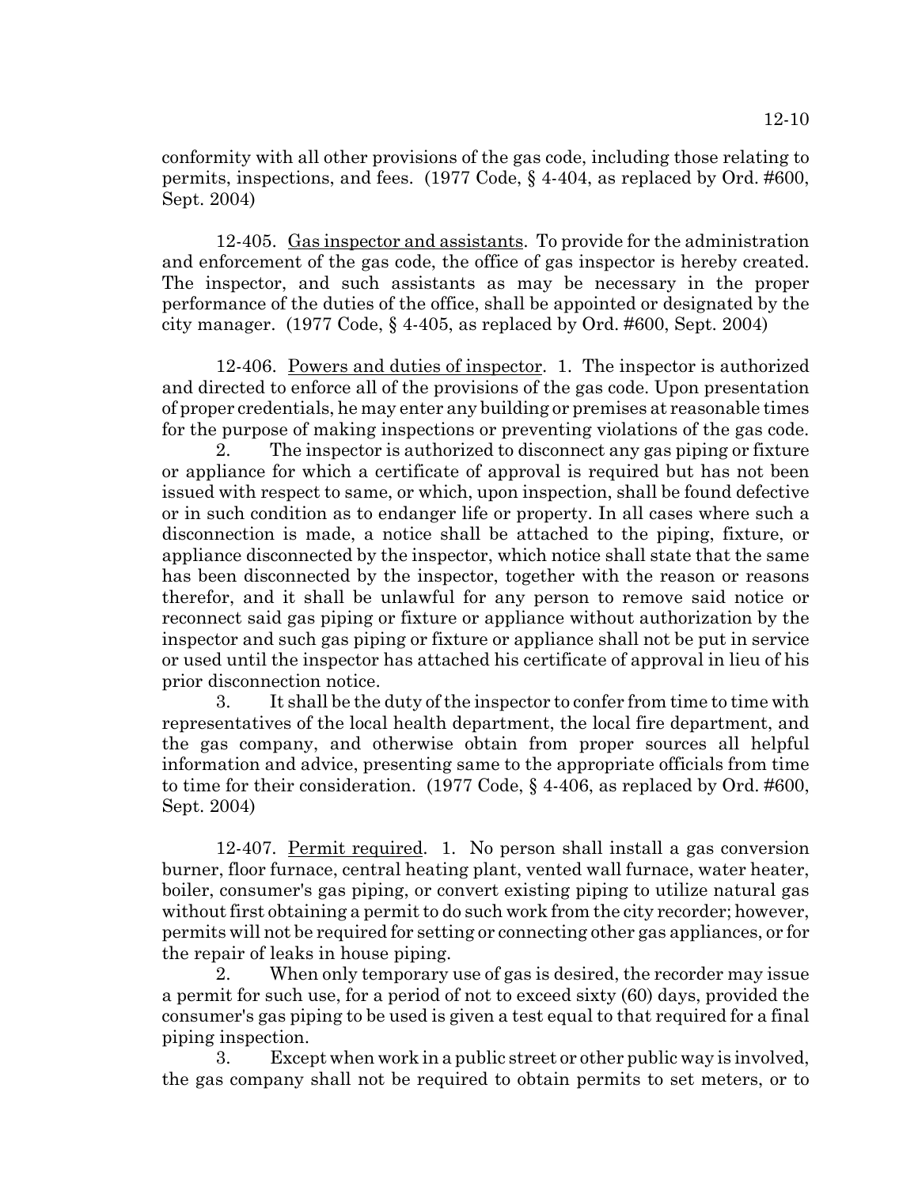conformity with all other provisions of the gas code, including those relating to permits, inspections, and fees. (1977 Code, § 4-404, as replaced by Ord. #600, Sept. 2004)

12-405. Gas inspector and assistants. To provide for the administration and enforcement of the gas code, the office of gas inspector is hereby created. The inspector, and such assistants as may be necessary in the proper performance of the duties of the office, shall be appointed or designated by the city manager. (1977 Code, § 4-405, as replaced by Ord. #600, Sept. 2004)

12-406. Powers and duties of inspector. 1. The inspector is authorized and directed to enforce all of the provisions of the gas code. Upon presentation of proper credentials, he may enter any building or premises at reasonable times for the purpose of making inspections or preventing violations of the gas code.

2. The inspector is authorized to disconnect any gas piping or fixture or appliance for which a certificate of approval is required but has not been issued with respect to same, or which, upon inspection, shall be found defective or in such condition as to endanger life or property. In all cases where such a disconnection is made, a notice shall be attached to the piping, fixture, or appliance disconnected by the inspector, which notice shall state that the same has been disconnected by the inspector, together with the reason or reasons therefor, and it shall be unlawful for any person to remove said notice or reconnect said gas piping or fixture or appliance without authorization by the inspector and such gas piping or fixture or appliance shall not be put in service or used until the inspector has attached his certificate of approval in lieu of his prior disconnection notice.

3. It shall be the duty of the inspector to confer from time to time with representatives of the local health department, the local fire department, and the gas company, and otherwise obtain from proper sources all helpful information and advice, presenting same to the appropriate officials from time to time for their consideration. (1977 Code, § 4-406, as replaced by Ord. #600, Sept. 2004)

12-407. Permit required. 1. No person shall install a gas conversion burner, floor furnace, central heating plant, vented wall furnace, water heater, boiler, consumer's gas piping, or convert existing piping to utilize natural gas without first obtaining a permit to do such work from the city recorder; however, permits will not be required for setting or connecting other gas appliances, or for the repair of leaks in house piping.

2. When only temporary use of gas is desired, the recorder may issue a permit for such use, for a period of not to exceed sixty (60) days, provided the consumer's gas piping to be used is given a test equal to that required for a final piping inspection.

3. Except when work in a public street or other public way is involved, the gas company shall not be required to obtain permits to set meters, or to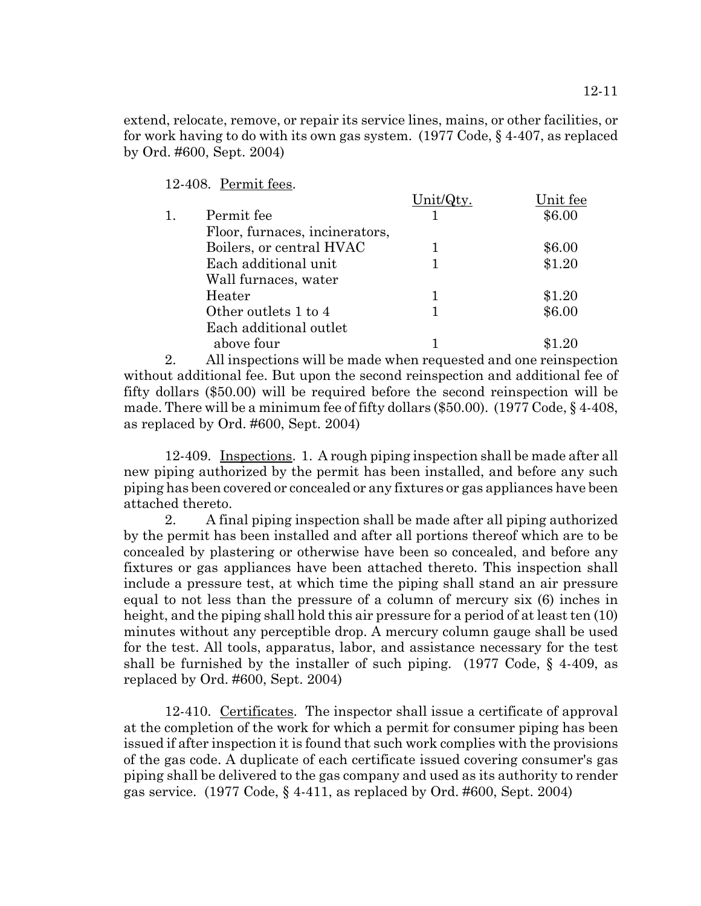extend, relocate, remove, or repair its service lines, mains, or other facilities, or for work having to do with its own gas system. (1977 Code, § 4-407, as replaced by Ord. #600, Sept. 2004)

12-408. Permit fees.

| | | Unit/Qty. | Unit fee |
|---|---|---|---|
| 1. | Permit fee | 1 | $6.00 |
| | Floor, furnaces, incinerators, Boilers, or central HVAC | 1 | $6.00 |
| | Each additional unit | 1 | $1.20 |
| | Wall furnaces, water Heater | 1 | $1.20 |
| | Other outlets 1 to 4 | 1 | $6.00 |
| | Each additional outlet above four | 1 | $1.20 |

2. All inspections will be made when requested and one reinspection without additional fee. But upon the second reinspection and additional fee of fifty dollars ($50.00) will be required before the second reinspection will be made. There will be a minimum fee of fifty dollars ($50.00). (1977 Code, § 4-408, as replaced by Ord. #600, Sept. 2004)

12-409. Inspections. 1. A rough piping inspection shall be made after all new piping authorized by the permit has been installed, and before any such piping has been covered or concealed or any fixtures or gas appliances have been attached thereto.

2. A final piping inspection shall be made after all piping authorized by the permit has been installed and after all portions thereof which are to be concealed by plastering or otherwise have been so concealed, and before any fixtures or gas appliances have been attached thereto. This inspection shall include a pressure test, at which time the piping shall stand an air pressure equal to not less than the pressure of a column of mercury six (6) inches in height, and the piping shall hold this air pressure for a period of at least ten (10) minutes without any perceptible drop. A mercury column gauge shall be used for the test. All tools, apparatus, labor, and assistance necessary for the test shall be furnished by the installer of such piping. (1977 Code, § 4-409, as replaced by Ord. #600, Sept. 2004)

12-410. Certificates. The inspector shall issue a certificate of approval at the completion of the work for which a permit for consumer piping has been issued if after inspection it is found that such work complies with the provisions of the gas code. A duplicate of each certificate issued covering consumer's gas piping shall be delivered to the gas company and used as its authority to render gas service. (1977 Code, § 4-411, as replaced by Ord. #600, Sept. 2004)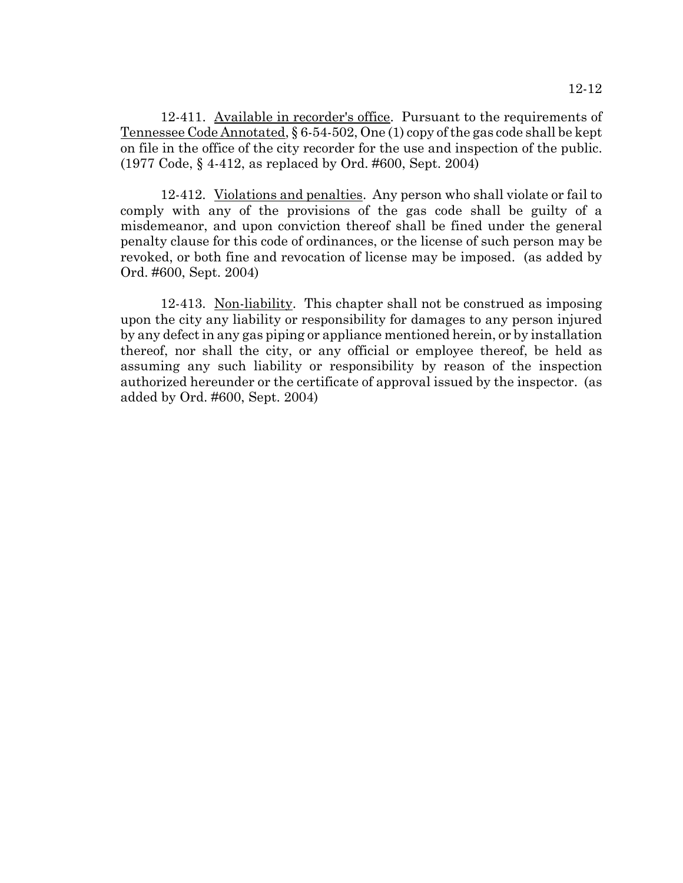12-411. Available in recorder's office. Pursuant to the requirements of Tennessee Code Annotated, § 6-54-502, One (1) copy of the gas code shall be kept on file in the office of the city recorder for the use and inspection of the public. (1977 Code, § 4-412, as replaced by Ord. #600, Sept. 2004)

12-412. Violations and penalties. Any person who shall violate or fail to comply with any of the provisions of the gas code shall be guilty of a misdemeanor, and upon conviction thereof shall be fined under the general penalty clause for this code of ordinances, or the license of such person may be revoked, or both fine and revocation of license may be imposed. (as added by Ord. #600, Sept. 2004)

12-413. Non-liability. This chapter shall not be construed as imposing upon the city any liability or responsibility for damages to any person injured by any defect in any gas piping or appliance mentioned herein, or by installation thereof, nor shall the city, or any official or employee thereof, be held as assuming any such liability or responsibility by reason of the inspection authorized hereunder or the certificate of approval issued by the inspector. (as added by Ord. #600, Sept. 2004)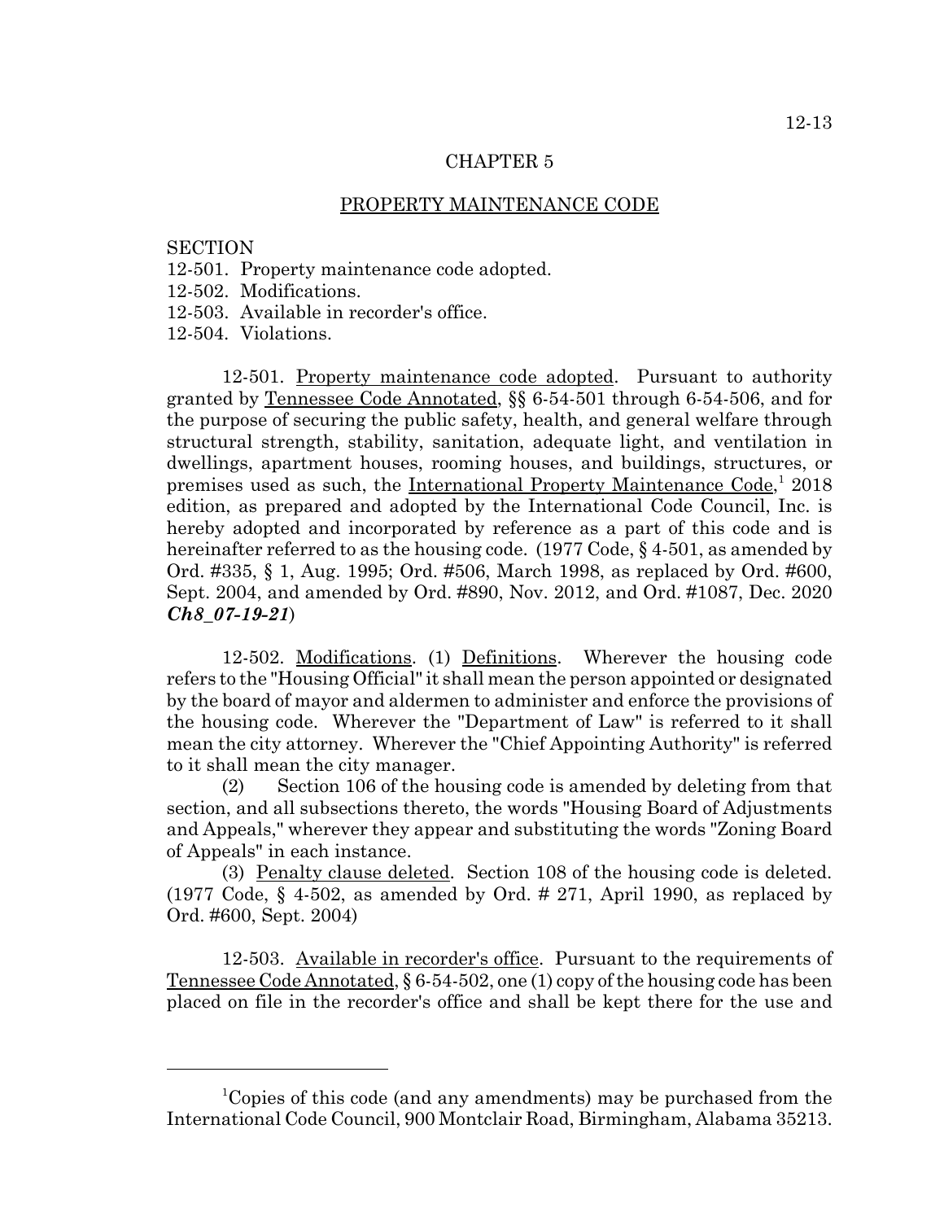# CHAPTER 5

## PROPERTY MAINTENANCE CODE

SECTION
12-501. Property maintenance code adopted.
12-502. Modifications.
12-503. Available in recorder's office.
12-504. Violations.

12-501. Property maintenance code adopted. Pursuant to authority granted by Tennessee Code Annotated, §§ 6-54-501 through 6-54-506, and for the purpose of securing the public safety, health, and general welfare through structural strength, stability, sanitation, adequate light, and ventilation in dwellings, apartment houses, rooming houses, and buildings, structures, or premises used as such, the International Property Maintenance Code,[1] 2018 edition, as prepared and adopted by the International Code Council, Inc. is hereby adopted and incorporated by reference as a part of this code and is hereinafter referred to as the housing code. (1977 Code, § 4-501, as amended by Ord. #335, § 1, Aug. 1995; Ord. #506, March 1998, as replaced by Ord. #600, Sept. 2004, and amended by Ord. #890, Nov. 2012, and Ord. #1087, Dec. 2020 ***Ch8_07-19-21***)

12-502. Modifications. (1) Definitions. Wherever the housing code refers to the "Housing Official" it shall mean the person appointed or designated by the board of mayor and aldermen to administer and enforce the provisions of the housing code. Wherever the "Department of Law" is referred to it shall mean the city attorney. Wherever the "Chief Appointing Authority" is referred to it shall mean the city manager.

(2) Section 106 of the housing code is amended by deleting from that section, and all subsections thereto, the words "Housing Board of Adjustments and Appeals," wherever they appear and substituting the words "Zoning Board of Appeals" in each instance.

(3) Penalty clause deleted. Section 108 of the housing code is deleted. (1977 Code, § 4-502, as amended by Ord. # 271, April 1990, as replaced by Ord. #600, Sept. 2004)

12-503. Available in recorder's office. Pursuant to the requirements of Tennessee Code Annotated, § 6-54-502, one (1) copy of the housing code has been placed on file in the recorder's office and shall be kept there for the use and

---

[1]Copies of this code (and any amendments) may be purchased from the International Code Council, 900 Montclair Road, Birmingham, Alabama 35213.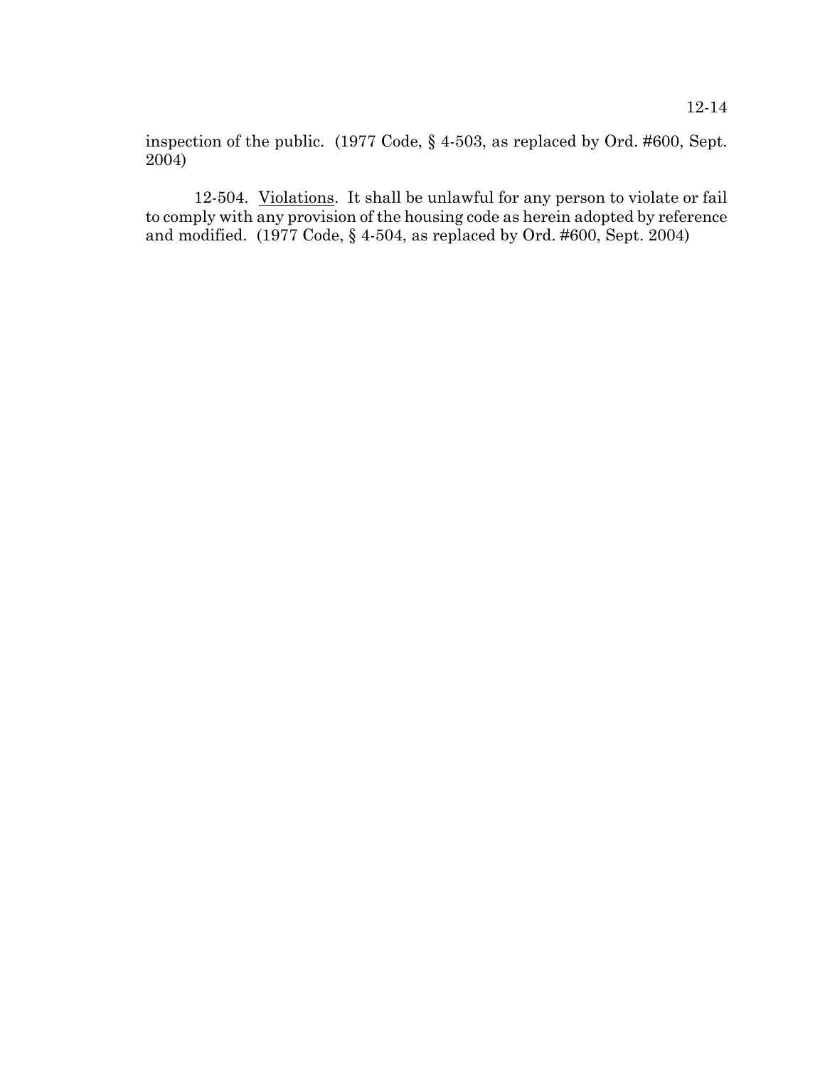inspection of the public. (1977 Code, § 4-503, as replaced by Ord. #600, Sept. 2004)

12-504. Violations. It shall be unlawful for any person to violate or fail to comply with any provision of the housing code as herein adopted by reference and modified. (1977 Code, § 4-504, as replaced by Ord. #600, Sept. 2004)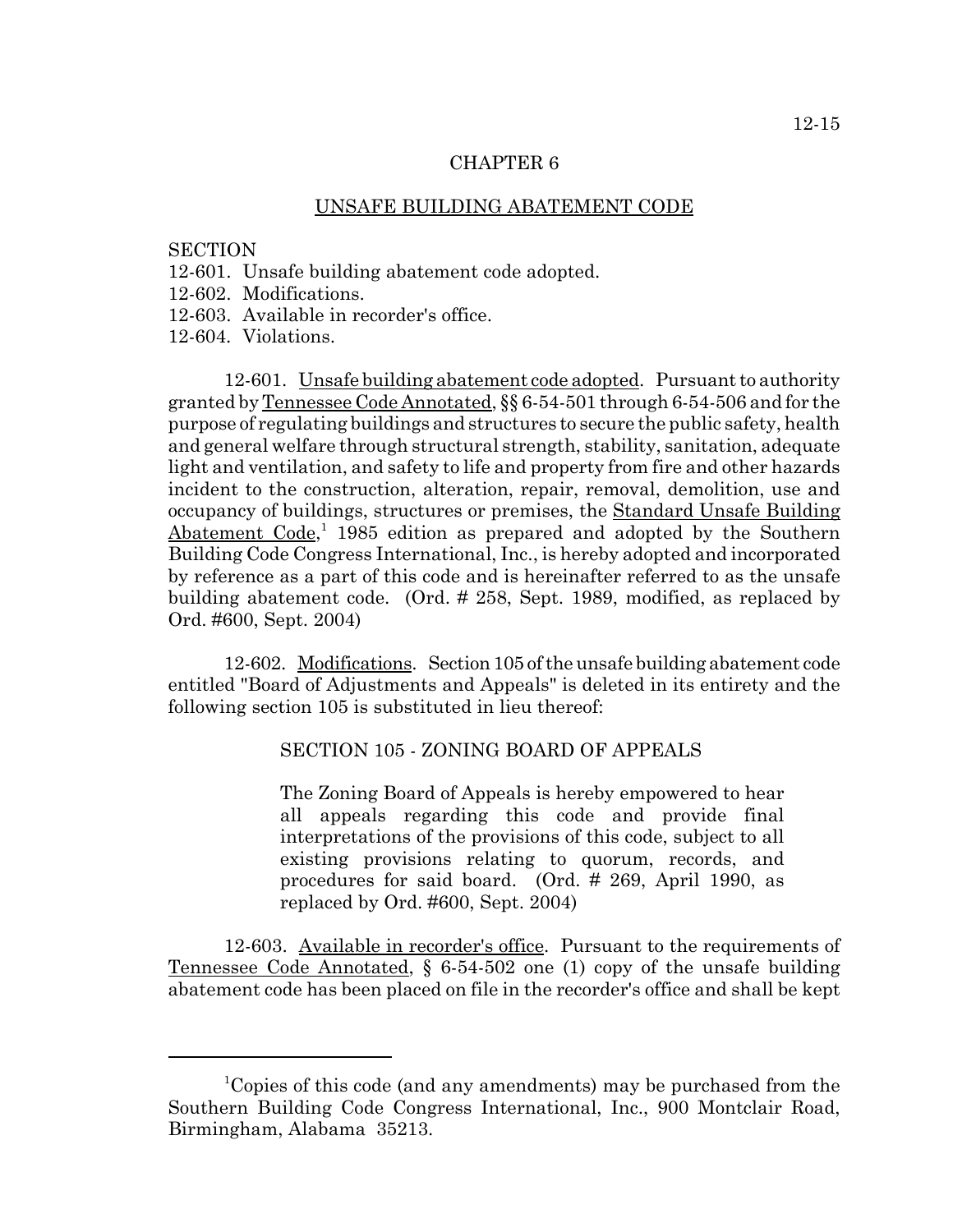# CHAPTER 6

## UNSAFE BUILDING ABATEMENT CODE

SECTION
12-601. Unsafe building abatement code adopted.
12-602. Modifications.
12-603. Available in recorder's office.
12-604. Violations.

12-601. Unsafe building abatement code adopted. Pursuant to authority granted by Tennessee Code Annotated, §§ 6-54-501 through 6-54-506 and for the purpose of regulating buildings and structures to secure the public safety, health and general welfare through structural strength, stability, sanitation, adequate light and ventilation, and safety to life and property from fire and other hazards incident to the construction, alteration, repair, removal, demolition, use and occupancy of buildings, structures or premises, the Standard Unsafe Building Abatement Code,[1] 1985 edition as prepared and adopted by the Southern Building Code Congress International, Inc., is hereby adopted and incorporated by reference as a part of this code and is hereinafter referred to as the unsafe building abatement code. (Ord. # 258, Sept. 1989, modified, as replaced by Ord. #600, Sept. 2004)

12-602. Modifications. Section 105 of the unsafe building abatement code entitled "Board of Adjustments and Appeals" is deleted in its entirety and the following section 105 is substituted in lieu thereof:

> SECTION 105 - ZONING BOARD OF APPEALS
>
> The Zoning Board of Appeals is hereby empowered to hear all appeals regarding this code and provide final interpretations of the provisions of this code, subject to all existing provisions relating to quorum, records, and procedures for said board. (Ord. # 269, April 1990, as replaced by Ord. #600, Sept. 2004)

12-603. Available in recorder's office. Pursuant to the requirements of Tennessee Code Annotated, § 6-54-502 one (1) copy of the unsafe building abatement code has been placed on file in the recorder's office and shall be kept

---

[1]Copies of this code (and any amendments) may be purchased from the Southern Building Code Congress International, Inc., 900 Montclair Road, Birmingham, Alabama 35213.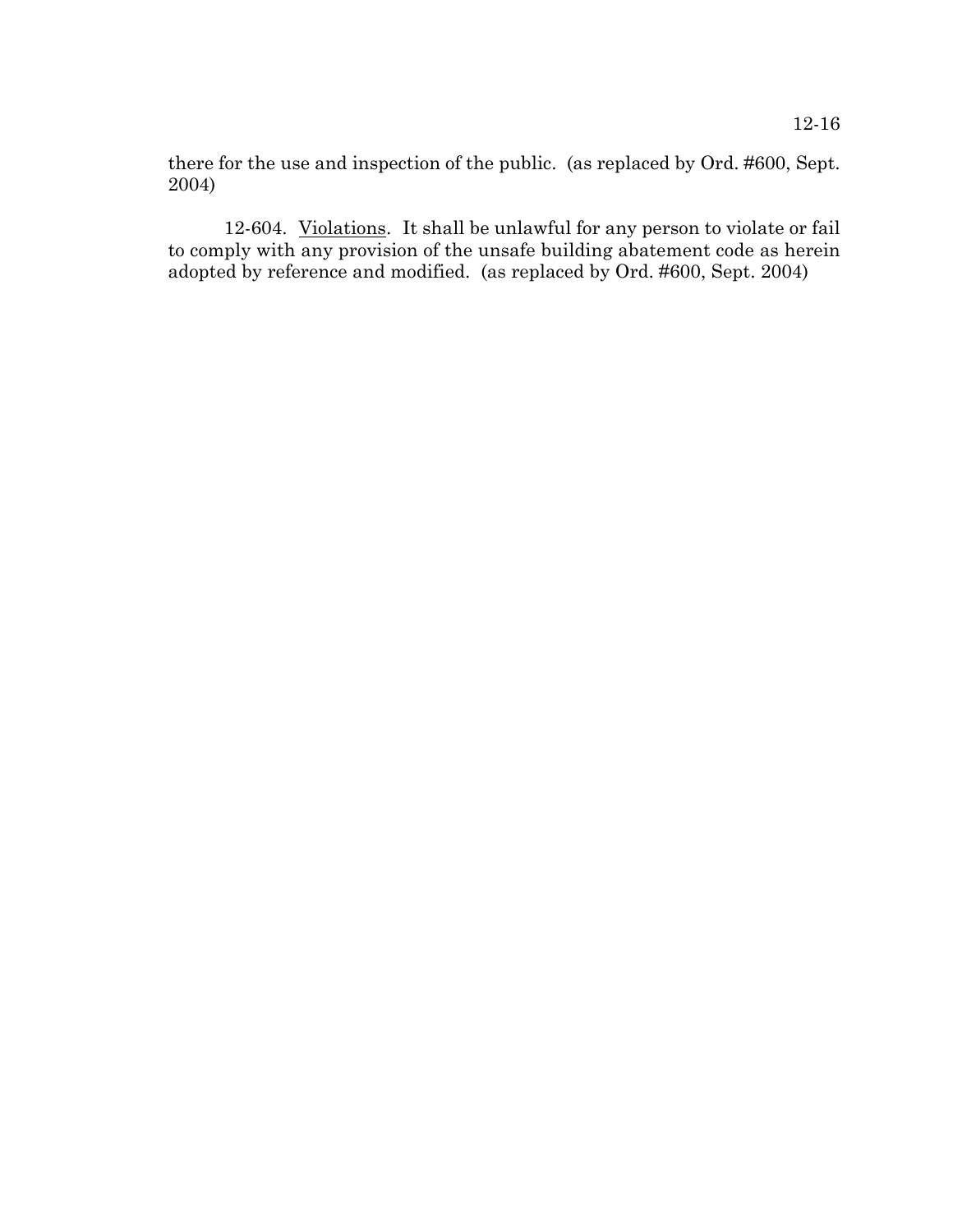there for the use and inspection of the public. (as replaced by Ord. #600, Sept. 2004)

12-604. Violations. It shall be unlawful for any person to violate or fail to comply with any provision of the unsafe building abatement code as herein adopted by reference and modified. (as replaced by Ord. #600, Sept. 2004)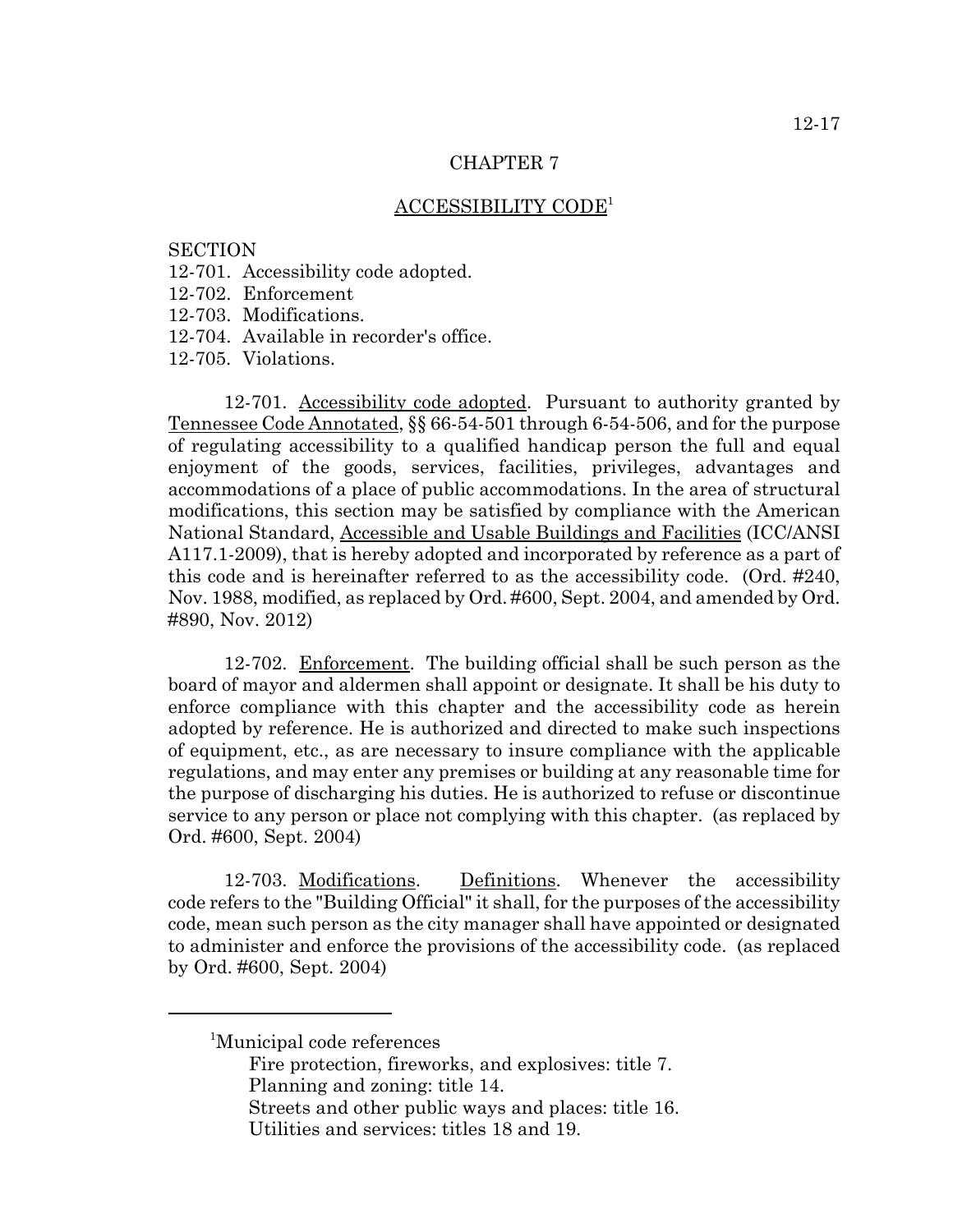# CHAPTER 7

## ACCESSIBILITY CODE[1]

SECTION
12-701. Accessibility code adopted.
12-702. Enforcement
12-703. Modifications.
12-704. Available in recorder's office.
12-705. Violations.

**12-701.** Accessibility code adopted. Pursuant to authority granted by Tennessee Code Annotated, §§ 66-54-501 through 6-54-506, and for the purpose of regulating accessibility to a qualified handicap person the full and equal enjoyment of the goods, services, facilities, privileges, advantages and accommodations of a place of public accommodations. In the area of structural modifications, this section may be satisfied by compliance with the American National Standard, Accessible and Usable Buildings and Facilities (ICC/ANSI A117.1-2009), that is hereby adopted and incorporated by reference as a part of this code and is hereinafter referred to as the accessibility code. (Ord. #240, Nov. 1988, modified, as replaced by Ord. #600, Sept. 2004, and amended by Ord. #890, Nov. 2012)

**12-702.** Enforcement. The building official shall be such person as the board of mayor and aldermen shall appoint or designate. It shall be his duty to enforce compliance with this chapter and the accessibility code as herein adopted by reference. He is authorized and directed to make such inspections of equipment, etc., as are necessary to insure compliance with the applicable regulations, and may enter any premises or building at any reasonable time for the purpose of discharging his duties. He is authorized to refuse or discontinue service to any person or place not complying with this chapter. (as replaced by Ord. #600, Sept. 2004)

**12-703.** Modifications. Definitions. Whenever the accessibility code refers to the "Building Official" it shall, for the purposes of the accessibility code, mean such person as the city manager shall have appointed or designated to administer and enforce the provisions of the accessibility code. (as replaced by Ord. #600, Sept. 2004)

---

[1]Municipal code references
Fire protection, fireworks, and explosives: title 7.
Planning and zoning: title 14.
Streets and other public ways and places: title 16.
Utilities and services: titles 18 and 19.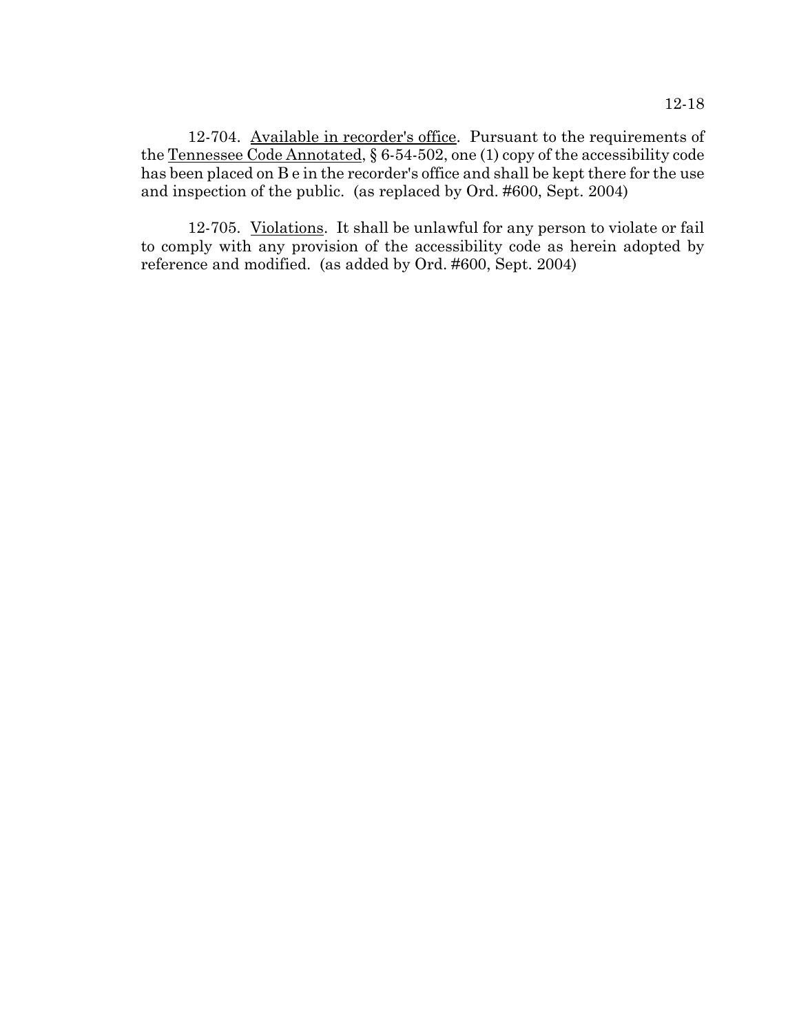12-704. Available in recorder's office. Pursuant to the requirements of the Tennessee Code Annotated, § 6-54-502, one (1) copy of the accessibility code has been placed on B e in the recorder's office and shall be kept there for the use and inspection of the public. (as replaced by Ord. #600, Sept. 2004)

12-705. Violations. It shall be unlawful for any person to violate or fail to comply with any provision of the accessibility code as herein adopted by reference and modified. (as added by Ord. #600, Sept. 2004)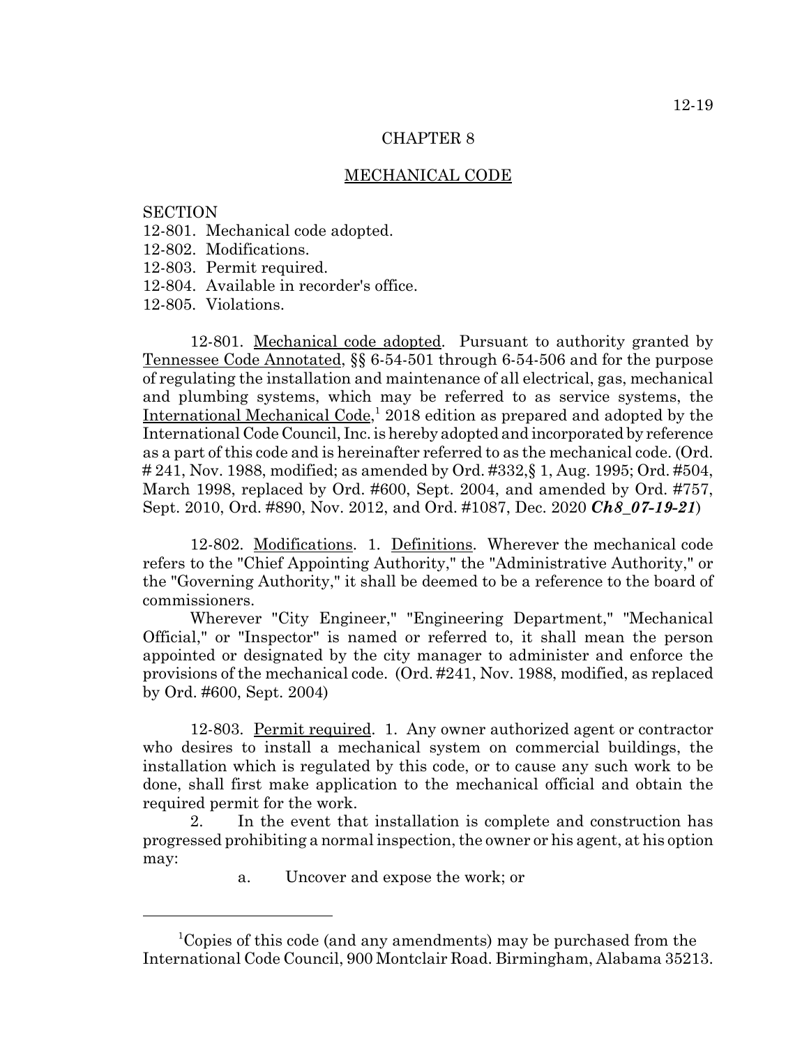# CHAPTER 8

## MECHANICAL CODE

SECTION
12-801. Mechanical code adopted.
12-802. Modifications.
12-803. Permit required.
12-804. Available in recorder's office.
12-805. Violations.

12-801. Mechanical code adopted. Pursuant to authority granted by Tennessee Code Annotated, §§ 6-54-501 through 6-54-506 and for the purpose of regulating the installation and maintenance of all electrical, gas, mechanical and plumbing systems, which may be referred to as service systems, the International Mechanical Code,[1] 2018 edition as prepared and adopted by the International Code Council, Inc. is hereby adopted and incorporated by reference as a part of this code and is hereinafter referred to as the mechanical code. (Ord. # 241, Nov. 1988, modified; as amended by Ord. #332,§ 1, Aug. 1995; Ord. #504, March 1998, replaced by Ord. #600, Sept. 2004, and amended by Ord. #757, Sept. 2010, Ord. #890, Nov. 2012, and Ord. #1087, Dec. 2020 ***Ch8_07-19-21***)

12-802. Modifications. 1. Definitions. Wherever the mechanical code refers to the "Chief Appointing Authority," the "Administrative Authority," or the "Governing Authority," it shall be deemed to be a reference to the board of commissioners.

Wherever "City Engineer," "Engineering Department," "Mechanical Official," or "Inspector" is named or referred to, it shall mean the person appointed or designated by the city manager to administer and enforce the provisions of the mechanical code. (Ord. #241, Nov. 1988, modified, as replaced by Ord. #600, Sept. 2004)

12-803. Permit required. 1. Any owner authorized agent or contractor who desires to install a mechanical system on commercial buildings, the installation which is regulated by this code, or to cause any such work to be done, shall first make application to the mechanical official and obtain the required permit for the work.

2. In the event that installation is complete and construction has progressed prohibiting a normal inspection, the owner or his agent, at his option may:

a. Uncover and expose the work; or

---

[1]Copies of this code (and any amendments) may be purchased from the International Code Council, 900 Montclair Road. Birmingham, Alabama 35213.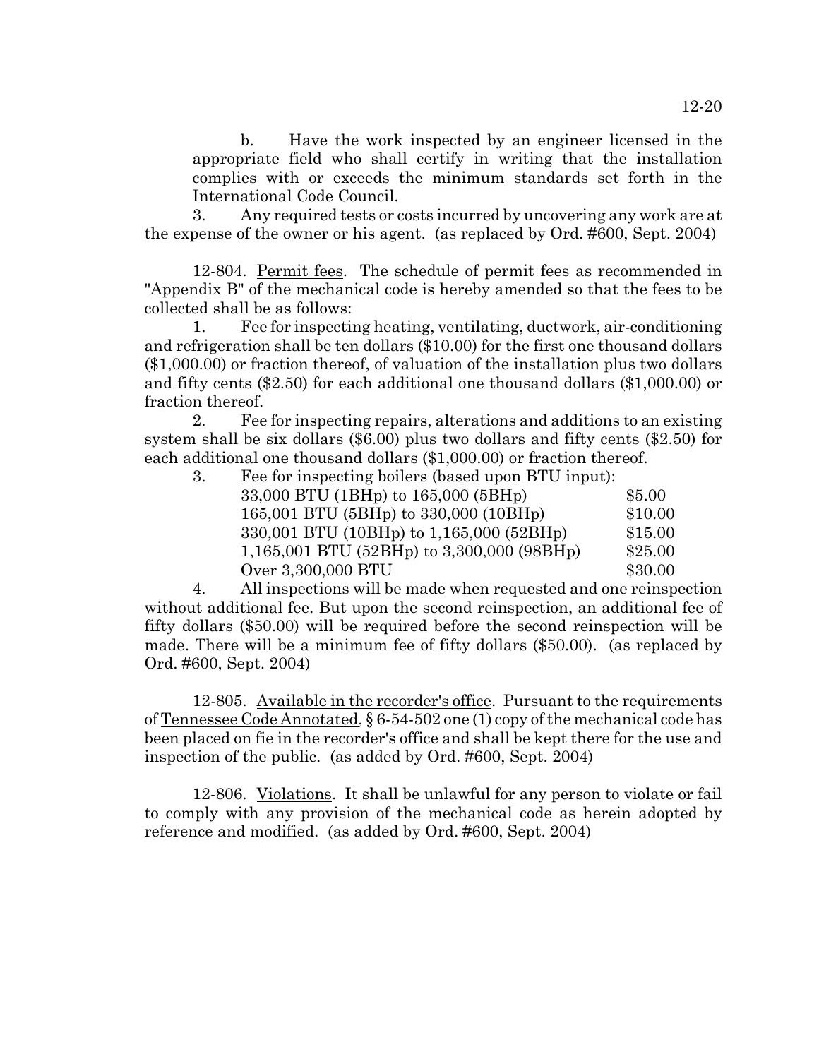b. Have the work inspected by an engineer licensed in the appropriate field who shall certify in writing that the installation complies with or exceeds the minimum standards set forth in the International Code Council.

3. Any required tests or costs incurred by uncovering any work are at the expense of the owner or his agent. (as replaced by Ord. #600, Sept. 2004)

12-804. Permit fees. The schedule of permit fees as recommended in "Appendix B" of the mechanical code is hereby amended so that the fees to be collected shall be as follows:

1. Fee for inspecting heating, ventilating, ductwork, air-conditioning and refrigeration shall be ten dollars ($10.00) for the first one thousand dollars ($1,000.00) or fraction thereof, of valuation of the installation plus two dollars and fifty cents ($2.50) for each additional one thousand dollars ($1,000.00) or fraction thereof.

2. Fee for inspecting repairs, alterations and additions to an existing system shall be six dollars ($6.00) plus two dollars and fifty cents ($2.50) for each additional one thousand dollars ($1,000.00) or fraction thereof.

3. Fee for inspecting boilers (based upon BTU input):

| | |
|---|---|
| 33,000 BTU (1BHp) to 165,000 (5BHp) | $5.00 |
| 165,001 BTU (5BHp) to 330,000 (10BHp) | $10.00 |
| 330,001 BTU (10BHp) to 1,165,000 (52BHp) | $15.00 |
| 1,165,001 BTU (52BHp) to 3,300,000 (98BHp) | $25.00 |
| Over 3,300,000 BTU | $30.00 |

4. All inspections will be made when requested and one reinspection without additional fee. But upon the second reinspection, an additional fee of fifty dollars ($50.00) will be required before the second reinspection will be made. There will be a minimum fee of fifty dollars ($50.00). (as replaced by Ord. #600, Sept. 2004)

12-805. Available in the recorder's office. Pursuant to the requirements of Tennessee Code Annotated, § 6-54-502 one (1) copy of the mechanical code has been placed on fie in the recorder's office and shall be kept there for the use and inspection of the public. (as added by Ord. #600, Sept. 2004)

12-806. Violations. It shall be unlawful for any person to violate or fail to comply with any provision of the mechanical code as herein adopted by reference and modified. (as added by Ord. #600, Sept. 2004)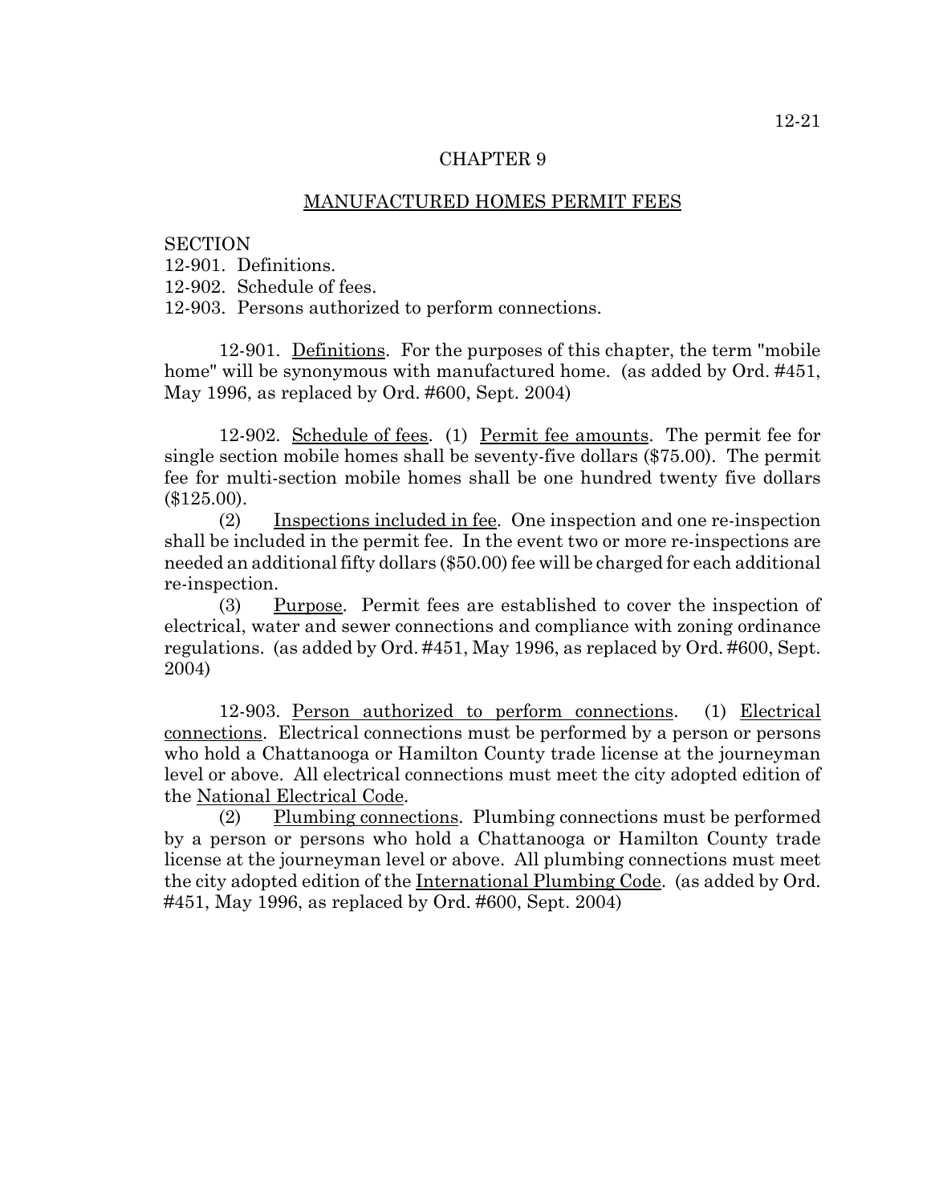# CHAPTER 9

## MANUFACTURED HOMES PERMIT FEES

SECTION
12-901. Definitions.
12-902. Schedule of fees.
12-903. Persons authorized to perform connections.

12-901. Definitions. For the purposes of this chapter, the term "mobile home" will be synonymous with manufactured home. (as added by Ord. #451, May 1996, as replaced by Ord. #600, Sept. 2004)

12-902. Schedule of fees. (1) Permit fee amounts. The permit fee for single section mobile homes shall be seventy-five dollars ($75.00). The permit fee for multi-section mobile homes shall be one hundred twenty five dollars ($125.00).

(2) Inspections included in fee. One inspection and one re-inspection shall be included in the permit fee. In the event two or more re-inspections are needed an additional fifty dollars ($50.00) fee will be charged for each additional re-inspection.

(3) Purpose. Permit fees are established to cover the inspection of electrical, water and sewer connections and compliance with zoning ordinance regulations. (as added by Ord. #451, May 1996, as replaced by Ord. #600, Sept. 2004)

12-903. Person authorized to perform connections. (1) Electrical connections. Electrical connections must be performed by a person or persons who hold a Chattanooga or Hamilton County trade license at the journeyman level or above. All electrical connections must meet the city adopted edition of the National Electrical Code.

(2) Plumbing connections. Plumbing connections must be performed by a person or persons who hold a Chattanooga or Hamilton County trade license at the journeyman level or above. All plumbing connections must meet the city adopted edition of the International Plumbing Code. (as added by Ord. #451, May 1996, as replaced by Ord. #600, Sept. 2004)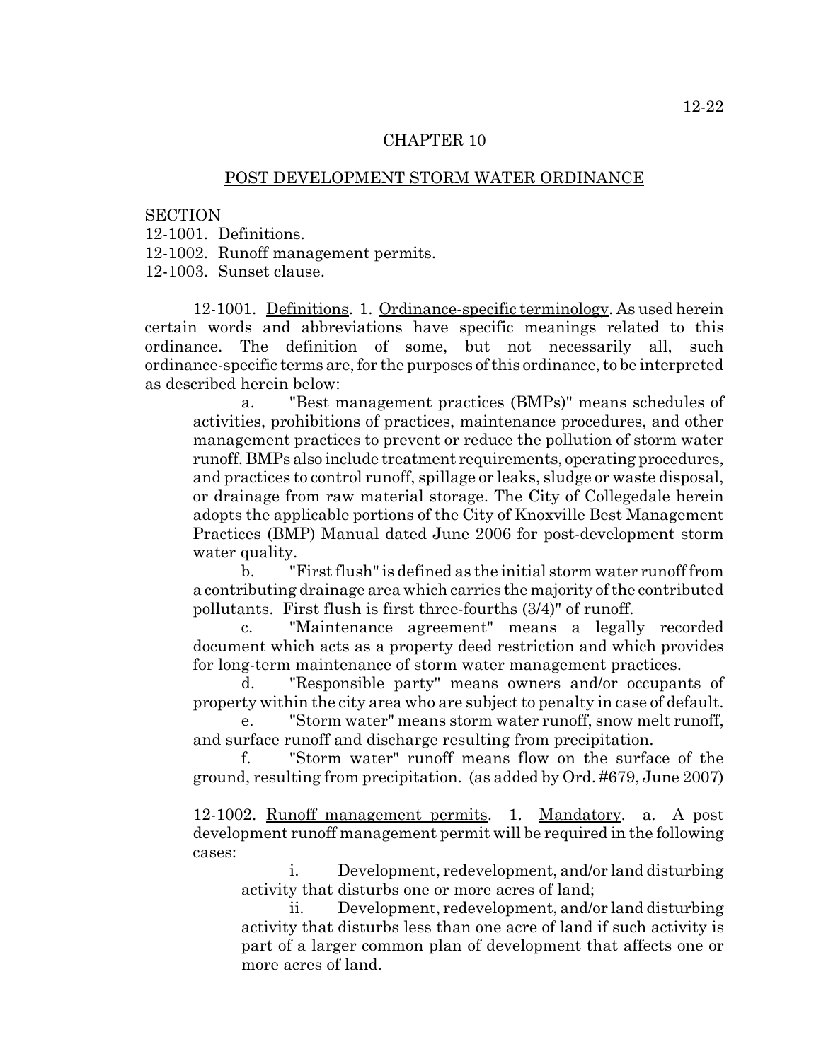## CHAPTER 10

## POST DEVELOPMENT STORM WATER ORDINANCE

SECTION
12-1001. Definitions.
12-1002. Runoff management permits.
12-1003. Sunset clause.

12-1001. Definitions. 1. Ordinance-specific terminology. As used herein certain words and abbreviations have specific meanings related to this ordinance. The definition of some, but not necessarily all, such ordinance-specific terms are, for the purposes of this ordinance, to be interpreted as described herein below:

a. "Best management practices (BMPs)" means schedules of activities, prohibitions of practices, maintenance procedures, and other management practices to prevent or reduce the pollution of storm water runoff. BMPs also include treatment requirements, operating procedures, and practices to control runoff, spillage or leaks, sludge or waste disposal, or drainage from raw material storage. The City of Collegedale herein adopts the applicable portions of the City of Knoxville Best Management Practices (BMP) Manual dated June 2006 for post-development storm water quality.

b. "First flush" is defined as the initial storm water runoff from a contributing drainage area which carries the majority of the contributed pollutants. First flush is first three-fourths (3/4)" of runoff.

c. "Maintenance agreement" means a legally recorded document which acts as a property deed restriction and which provides for long-term maintenance of storm water management practices.

d. "Responsible party" means owners and/or occupants of property within the city area who are subject to penalty in case of default.

e. "Storm water" means storm water runoff, snow melt runoff, and surface runoff and discharge resulting from precipitation.

f. "Storm water" runoff means flow on the surface of the ground, resulting from precipitation. (as added by Ord. #679, June 2007)

12-1002. Runoff management permits. 1. Mandatory. a. A post development runoff management permit will be required in the following cases:

i. Development, redevelopment, and/or land disturbing activity that disturbs one or more acres of land;

ii. Development, redevelopment, and/or land disturbing activity that disturbs less than one acre of land if such activity is part of a larger common plan of development that affects one or more acres of land.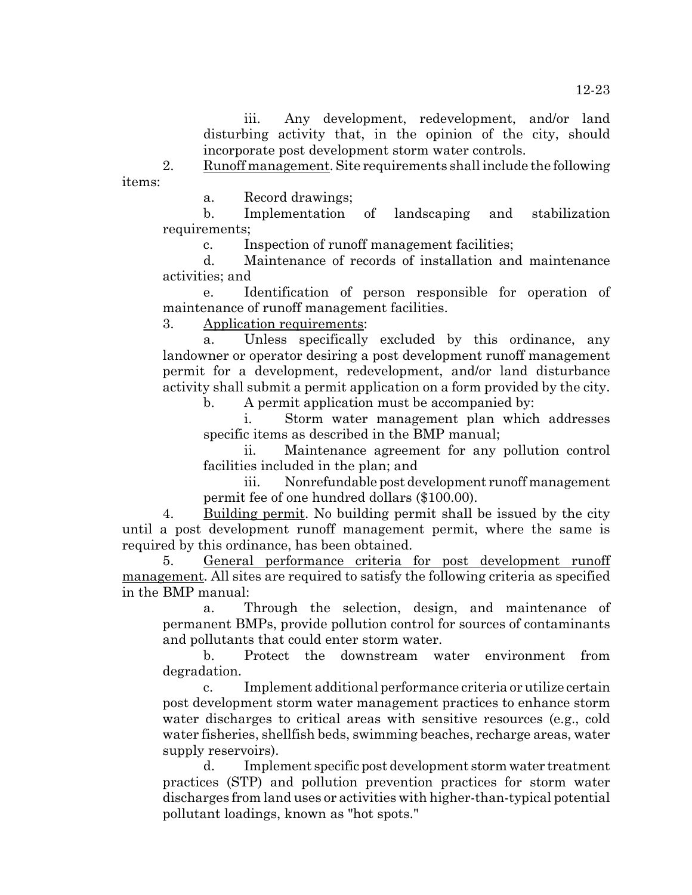iii. Any development, redevelopment, and/or land disturbing activity that, in the opinion of the city, should incorporate post development storm water controls.

2. Runoff management. Site requirements shall include the following items:

a. Record drawings;

b. Implementation of landscaping and stabilization requirements;

c. Inspection of runoff management facilities;

d. Maintenance of records of installation and maintenance activities; and

e. Identification of person responsible for operation of maintenance of runoff management facilities.

3. Application requirements:

a. Unless specifically excluded by this ordinance, any landowner or operator desiring a post development runoff management permit for a development, redevelopment, and/or land disturbance activity shall submit a permit application on a form provided by the city.

b. A permit application must be accompanied by:

i. Storm water management plan which addresses specific items as described in the BMP manual;

ii. Maintenance agreement for any pollution control facilities included in the plan; and

iii. Nonrefundable post development runoff management permit fee of one hundred dollars ($100.00).

4. Building permit. No building permit shall be issued by the city until a post development runoff management permit, where the same is required by this ordinance, has been obtained.

5. General performance criteria for post development runoff management. All sites are required to satisfy the following criteria as specified in the BMP manual:

a. Through the selection, design, and maintenance of permanent BMPs, provide pollution control for sources of contaminants and pollutants that could enter storm water.

b. Protect the downstream water environment from degradation.

c. Implement additional performance criteria or utilize certain post development storm water management practices to enhance storm water discharges to critical areas with sensitive resources (e.g., cold water fisheries, shellfish beds, swimming beaches, recharge areas, water supply reservoirs).

d. Implement specific post development storm water treatment practices (STP) and pollution prevention practices for storm water discharges from land uses or activities with higher-than-typical potential pollutant loadings, known as "hot spots."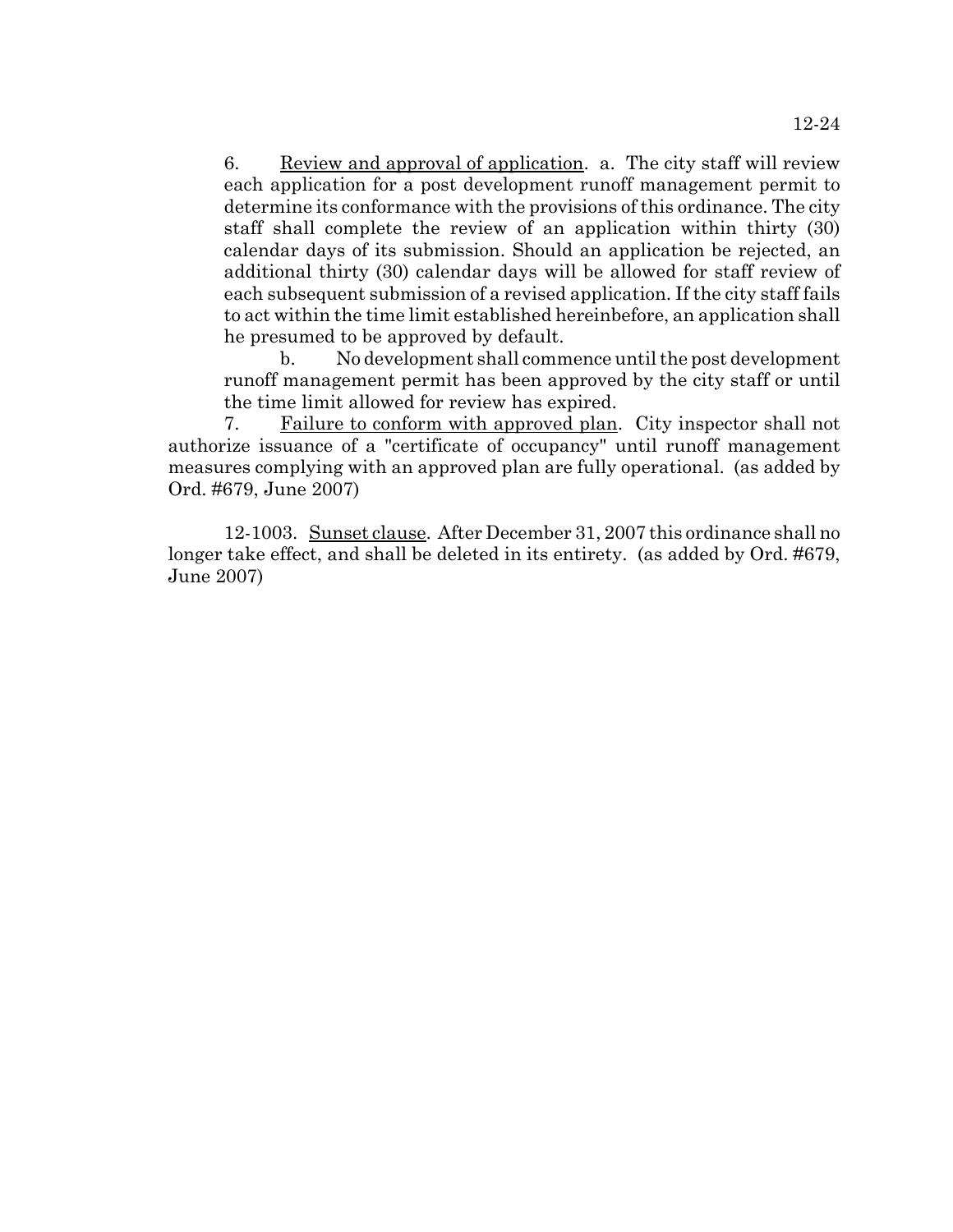6. Review and approval of application. a. The city staff will review each application for a post development runoff management permit to determine its conformance with the provisions of this ordinance. The city staff shall complete the review of an application within thirty (30) calendar days of its submission. Should an application be rejected, an additional thirty (30) calendar days will be allowed for staff review of each subsequent submission of a revised application. If the city staff fails to act within the time limit established hereinbefore, an application shall he presumed to be approved by default.

b. No development shall commence until the post development runoff management permit has been approved by the city staff or until the time limit allowed for review has expired.

7. Failure to conform with approved plan. City inspector shall not authorize issuance of a "certificate of occupancy" until runoff management measures complying with an approved plan are fully operational. (as added by Ord. #679, June 2007)

12-1003. Sunset clause. After December 31, 2007 this ordinance shall no longer take effect, and shall be deleted in its entirety. (as added by Ord. #679, June 2007)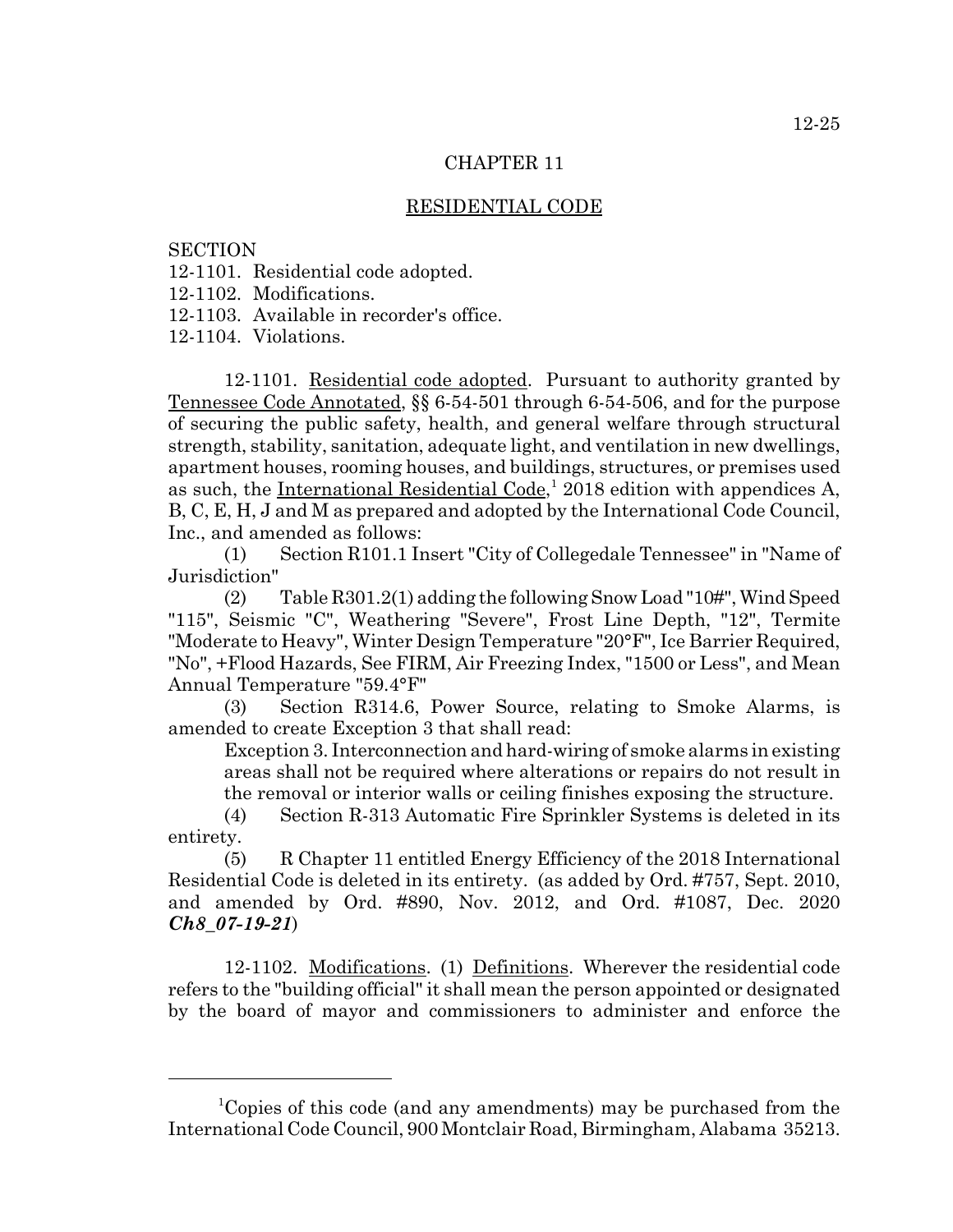# CHAPTER 11

## RESIDENTIAL CODE

SECTION
12-1101. Residential code adopted.
12-1102. Modifications.
12-1103. Available in recorder's office.
12-1104. Violations.

12-1101. Residential code adopted. Pursuant to authority granted by Tennessee Code Annotated, §§ 6-54-501 through 6-54-506, and for the purpose of securing the public safety, health, and general welfare through structural strength, stability, sanitation, adequate light, and ventilation in new dwellings, apartment houses, rooming houses, and buildings, structures, or premises used as such, the International Residential Code,[1] 2018 edition with appendices A, B, C, E, H, J and M as prepared and adopted by the International Code Council, Inc., and amended as follows:

(1) Section R101.1 Insert "City of Collegedale Tennessee" in "Name of Jurisdiction"

(2) Table R301.2(1) adding the following Snow Load "10#", Wind Speed "115", Seismic "C", Weathering "Severe", Frost Line Depth, "12", Termite "Moderate to Heavy", Winter Design Temperature "20°F", Ice Barrier Required, "No", +Flood Hazards, See FIRM, Air Freezing Index, "1500 or Less", and Mean Annual Temperature "59.4°F"

(3) Section R314.6, Power Source, relating to Smoke Alarms, is amended to create Exception 3 that shall read:

Exception 3. Interconnection and hard-wiring of smoke alarms in existing areas shall not be required where alterations or repairs do not result in the removal or interior walls or ceiling finishes exposing the structure.

(4) Section R-313 Automatic Fire Sprinkler Systems is deleted in its entirety.

(5) R Chapter 11 entitled Energy Efficiency of the 2018 International Residential Code is deleted in its entirety. (as added by Ord. #757, Sept. 2010, and amended by Ord. #890, Nov. 2012, and Ord. #1087, Dec. 2020 ***Ch8_07-19-21***)

12-1102. Modifications. (1) Definitions. Wherever the residential code refers to the "building official" it shall mean the person appointed or designated by the board of mayor and commissioners to administer and enforce the

---

[1]Copies of this code (and any amendments) may be purchased from the International Code Council, 900 Montclair Road, Birmingham, Alabama 35213.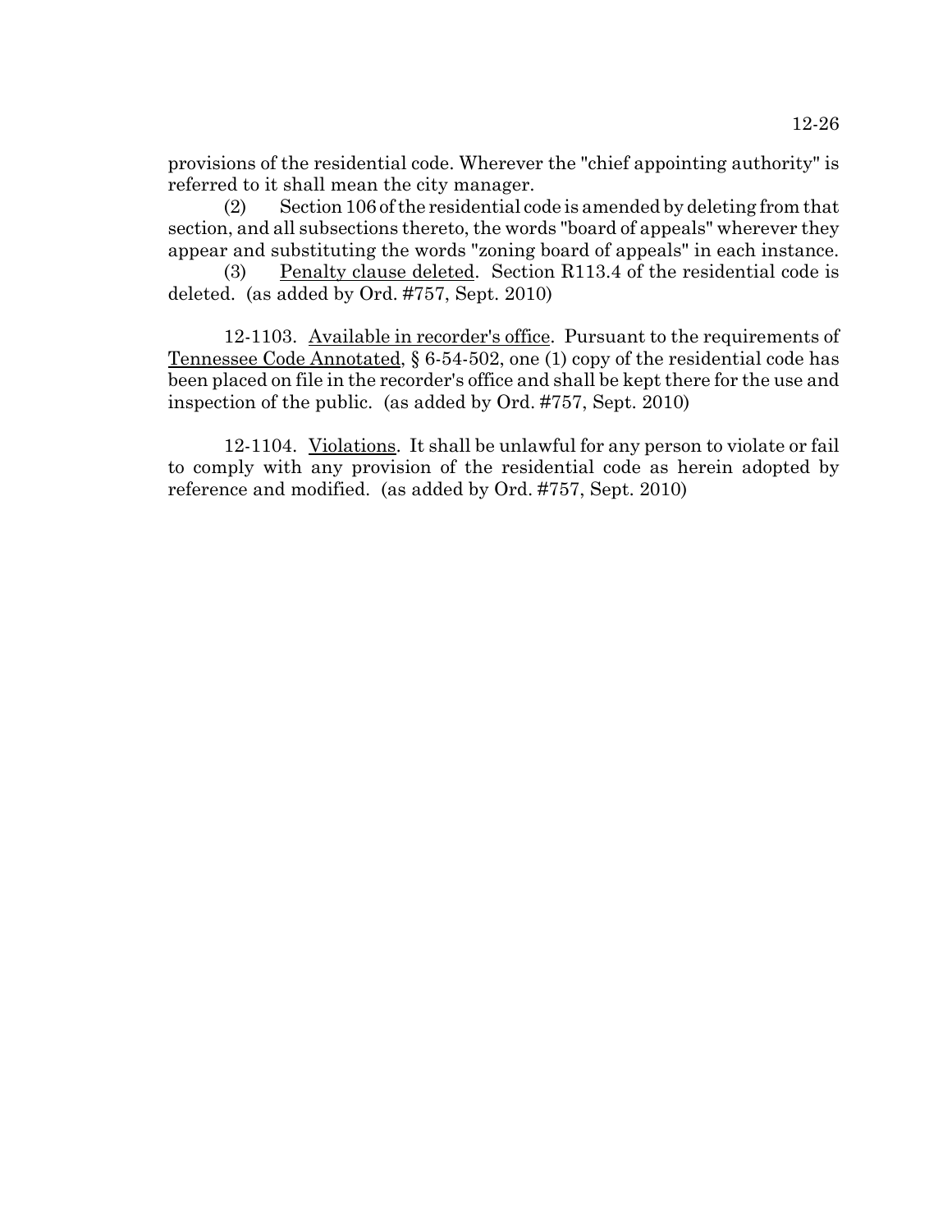provisions of the residential code. Wherever the "chief appointing authority" is referred to it shall mean the city manager.

(2) Section 106 of the residential code is amended by deleting from that section, and all subsections thereto, the words "board of appeals" wherever they appear and substituting the words "zoning board of appeals" in each instance.

(3) <u>Penalty clause deleted</u>. Section R113.4 of the residential code is deleted. (as added by Ord. #757, Sept. 2010)

12-1103. <u>Available in recorder's office</u>. Pursuant to the requirements of <u>Tennessee Code Annotated</u>, § 6-54-502, one (1) copy of the residential code has been placed on file in the recorder's office and shall be kept there for the use and inspection of the public. (as added by Ord. #757, Sept. 2010)

12-1104. <u>Violations</u>. It shall be unlawful for any person to violate or fail to comply with any provision of the residential code as herein adopted by reference and modified. (as added by Ord. #757, Sept. 2010)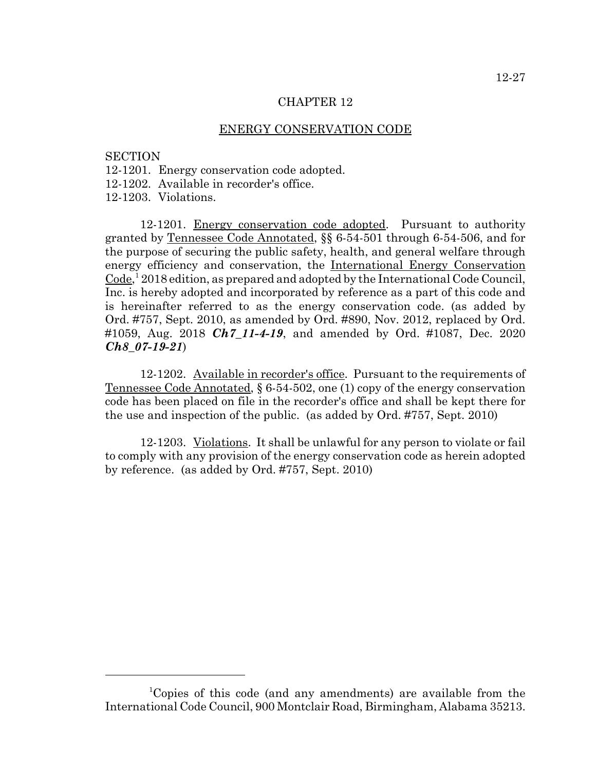# CHAPTER 12

## ENERGY CONSERVATION CODE

SECTION
12-1201. Energy conservation code adopted.
12-1202. Available in recorder's office.
12-1203. Violations.

12-1201. Energy conservation code adopted. Pursuant to authority granted by Tennessee Code Annotated, §§ 6-54-501 through 6-54-506, and for the purpose of securing the public safety, health, and general welfare through energy efficiency and conservation, the International Energy Conservation Code,[1] 2018 edition, as prepared and adopted by the International Code Council, Inc. is hereby adopted and incorporated by reference as a part of this code and is hereinafter referred to as the energy conservation code. (as added by Ord. #757, Sept. 2010, as amended by Ord. #890, Nov. 2012, replaced by Ord. #1059, Aug. 2018 ***Ch7_11-4-19***, and amended by Ord. #1087, Dec. 2020 ***Ch8_07-19-21***)

12-1202. Available in recorder's office. Pursuant to the requirements of Tennessee Code Annotated, § 6-54-502, one (1) copy of the energy conservation code has been placed on file in the recorder's office and shall be kept there for the use and inspection of the public. (as added by Ord. #757, Sept. 2010)

12-1203. Violations. It shall be unlawful for any person to violate or fail to comply with any provision of the energy conservation code as herein adopted by reference. (as added by Ord. #757, Sept. 2010)

---

[1]Copies of this code (and any amendments) are available from the International Code Council, 900 Montclair Road, Birmingham, Alabama 35213.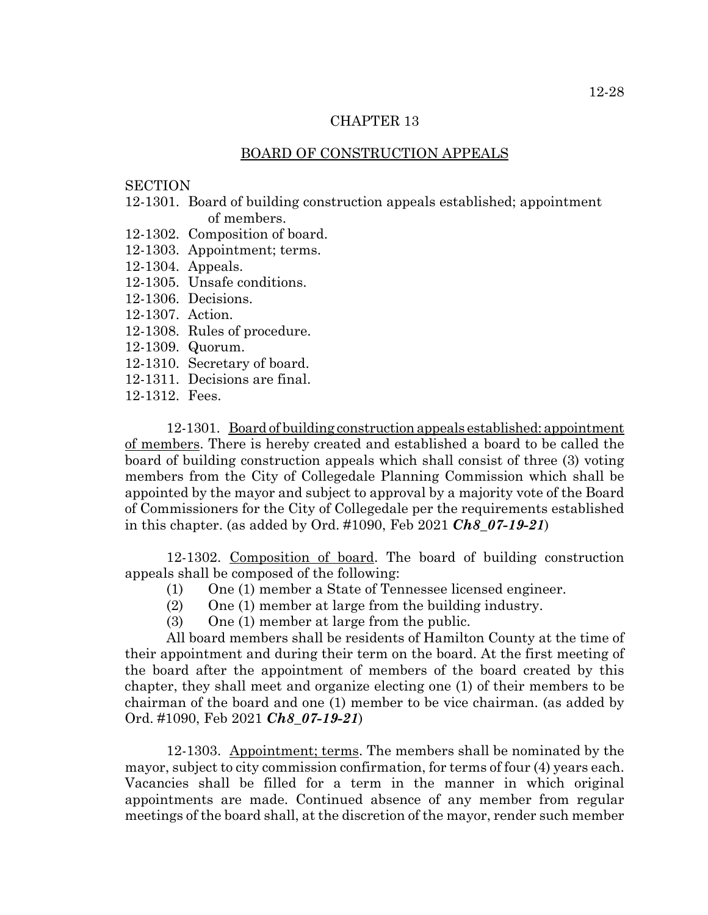# CHAPTER 13

## BOARD OF CONSTRUCTION APPEALS

SECTION

12-1301. Board of building construction appeals established; appointment of members.
12-1302. Composition of board.
12-1303. Appointment; terms.
12-1304. Appeals.
12-1305. Unsafe conditions.
12-1306. Decisions.
12-1307. Action.
12-1308. Rules of procedure.
12-1309. Quorum.
12-1310. Secretary of board.
12-1311. Decisions are final.
12-1312. Fees.

12-1301. Board of building construction appeals established: appointment of members. There is hereby created and established a board to be called the board of building construction appeals which shall consist of three (3) voting members from the City of Collegedale Planning Commission which shall be appointed by the mayor and subject to approval by a majority vote of the Board of Commissioners for the City of Collegedale per the requirements established in this chapter. (as added by Ord. #1090, Feb 2021 ***Ch8_07-19-21***)

12-1302. Composition of board. The board of building construction appeals shall be composed of the following:

(1) One (1) member a State of Tennessee licensed engineer.
(2) One (1) member at large from the building industry.
(3) One (1) member at large from the public.

All board members shall be residents of Hamilton County at the time of their appointment and during their term on the board. At the first meeting of the board after the appointment of members of the board created by this chapter, they shall meet and organize electing one (1) of their members to be chairman of the board and one (1) member to be vice chairman. (as added by Ord. #1090, Feb 2021 ***Ch8_07-19-21***)

12-1303. Appointment; terms. The members shall be nominated by the mayor, subject to city commission confirmation, for terms of four (4) years each. Vacancies shall be filled for a term in the manner in which original appointments are made. Continued absence of any member from regular meetings of the board shall, at the discretion of the mayor, render such member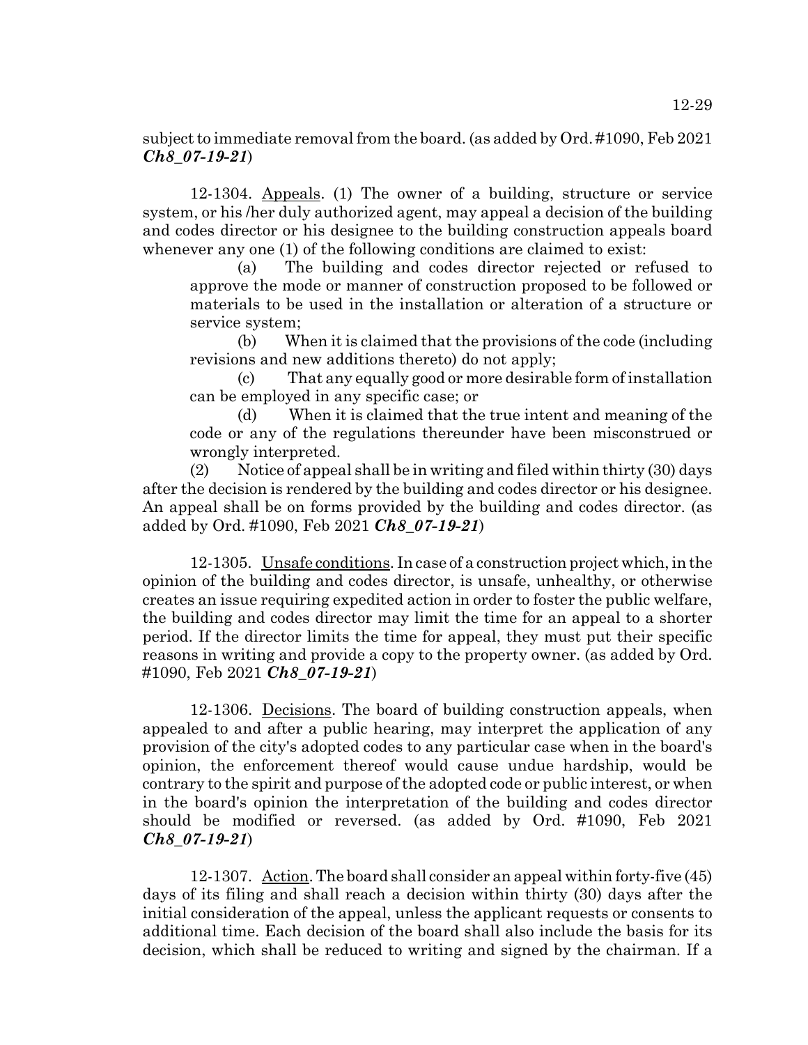subject to immediate removal from the board. (as added by Ord. #1090, Feb 2021 ***Ch8_07-19-21***)

12-1304. Appeals. (1) The owner of a building, structure or service system, or his /her duly authorized agent, may appeal a decision of the building and codes director or his designee to the building construction appeals board whenever any one (1) of the following conditions are claimed to exist:

(a) The building and codes director rejected or refused to approve the mode or manner of construction proposed to be followed or materials to be used in the installation or alteration of a structure or service system;

(b) When it is claimed that the provisions of the code (including revisions and new additions thereto) do not apply;

(c) That any equally good or more desirable form of installation can be employed in any specific case; or

(d) When it is claimed that the true intent and meaning of the code or any of the regulations thereunder have been misconstrued or wrongly interpreted.

(2) Notice of appeal shall be in writing and filed within thirty (30) days after the decision is rendered by the building and codes director or his designee. An appeal shall be on forms provided by the building and codes director. (as added by Ord. #1090, Feb 2021 ***Ch8_07-19-21***)

12-1305. Unsafe conditions. In case of a construction project which, in the opinion of the building and codes director, is unsafe, unhealthy, or otherwise creates an issue requiring expedited action in order to foster the public welfare, the building and codes director may limit the time for an appeal to a shorter period. If the director limits the time for appeal, they must put their specific reasons in writing and provide a copy to the property owner. (as added by Ord. #1090, Feb 2021 ***Ch8_07-19-21***)

12-1306. Decisions. The board of building construction appeals, when appealed to and after a public hearing, may interpret the application of any provision of the city's adopted codes to any particular case when in the board's opinion, the enforcement thereof would cause undue hardship, would be contrary to the spirit and purpose of the adopted code or public interest, or when in the board's opinion the interpretation of the building and codes director should be modified or reversed. (as added by Ord. #1090, Feb 2021 ***Ch8_07-19-21***)

12-1307. Action. The board shall consider an appeal within forty-five (45) days of its filing and shall reach a decision within thirty (30) days after the initial consideration of the appeal, unless the applicant requests or consents to additional time. Each decision of the board shall also include the basis for its decision, which shall be reduced to writing and signed by the chairman. If a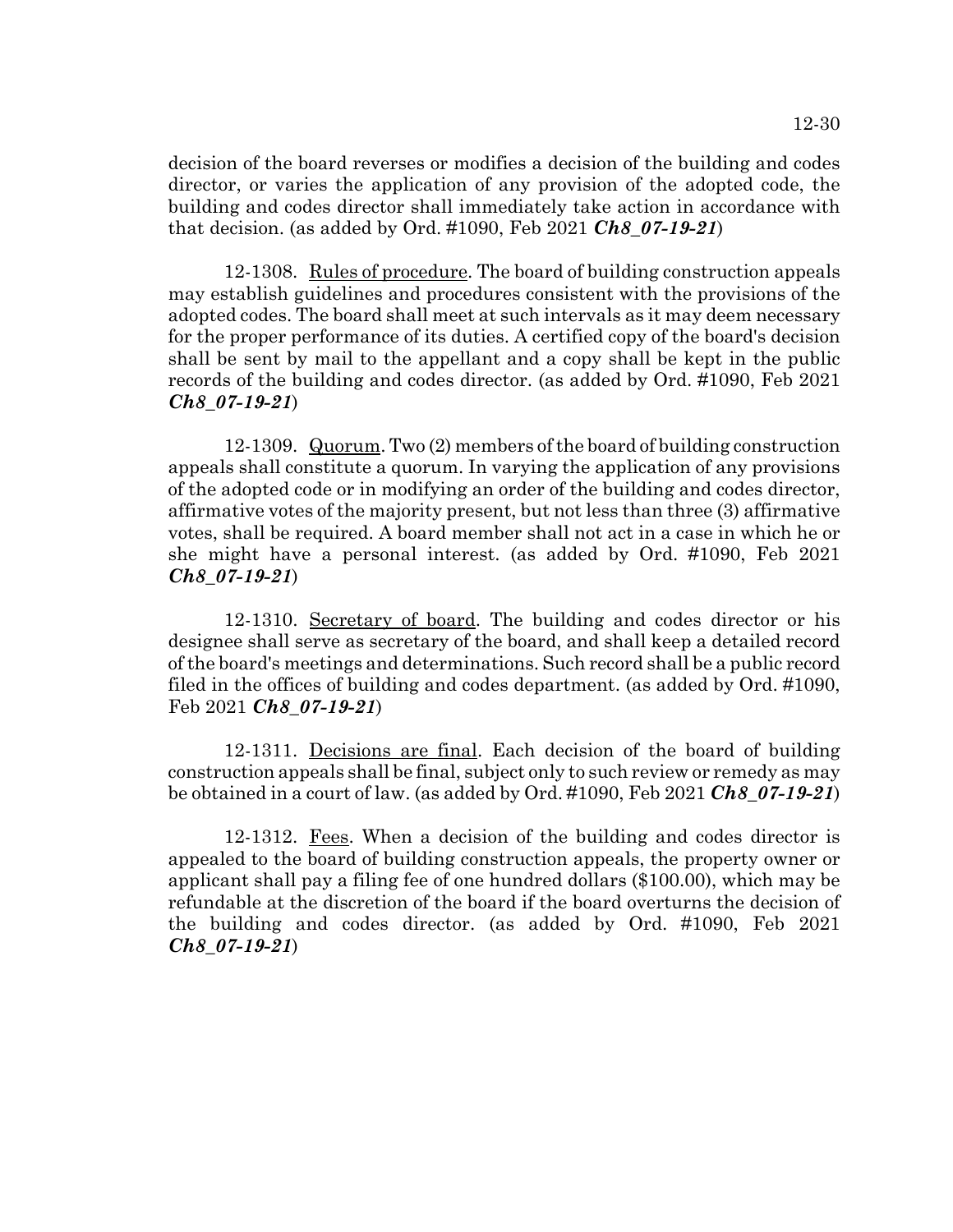decision of the board reverses or modifies a decision of the building and codes director, or varies the application of any provision of the adopted code, the building and codes director shall immediately take action in accordance with that decision. (as added by Ord. #1090, Feb 2021 ***Ch8_07-19-21***)

12-1308. Rules of procedure. The board of building construction appeals may establish guidelines and procedures consistent with the provisions of the adopted codes. The board shall meet at such intervals as it may deem necessary for the proper performance of its duties. A certified copy of the board's decision shall be sent by mail to the appellant and a copy shall be kept in the public records of the building and codes director. (as added by Ord. #1090, Feb 2021 ***Ch8_07-19-21***)

12-1309. Quorum. Two (2) members of the board of building construction appeals shall constitute a quorum. In varying the application of any provisions of the adopted code or in modifying an order of the building and codes director, affirmative votes of the majority present, but not less than three (3) affirmative votes, shall be required. A board member shall not act in a case in which he or she might have a personal interest. (as added by Ord. #1090, Feb 2021 ***Ch8_07-19-21***)

12-1310. Secretary of board. The building and codes director or his designee shall serve as secretary of the board, and shall keep a detailed record of the board's meetings and determinations. Such record shall be a public record filed in the offices of building and codes department. (as added by Ord. #1090, Feb 2021 ***Ch8_07-19-21***)

12-1311. Decisions are final. Each decision of the board of building construction appeals shall be final, subject only to such review or remedy as may be obtained in a court of law. (as added by Ord. #1090, Feb 2021 ***Ch8_07-19-21***)

12-1312. Fees. When a decision of the building and codes director is appealed to the board of building construction appeals, the property owner or applicant shall pay a filing fee of one hundred dollars ($100.00), which may be refundable at the discretion of the board if the board overturns the decision of the building and codes director. (as added by Ord. #1090, Feb 2021 ***Ch8_07-19-21***)